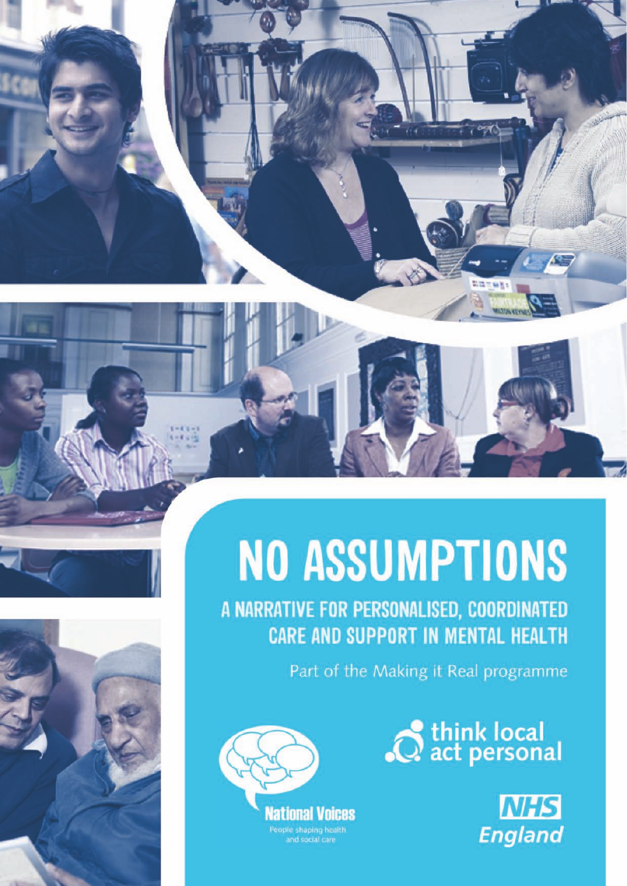# NO ASSUMPTIONS

## A NARRATIVE FOR PERSONALISED, COORDINATED CARE AND SUPPORT IN MENTAL HEALTH

Part of the Making it Real programme

National Voices
People shaping health and social care

think local act personal

NHS England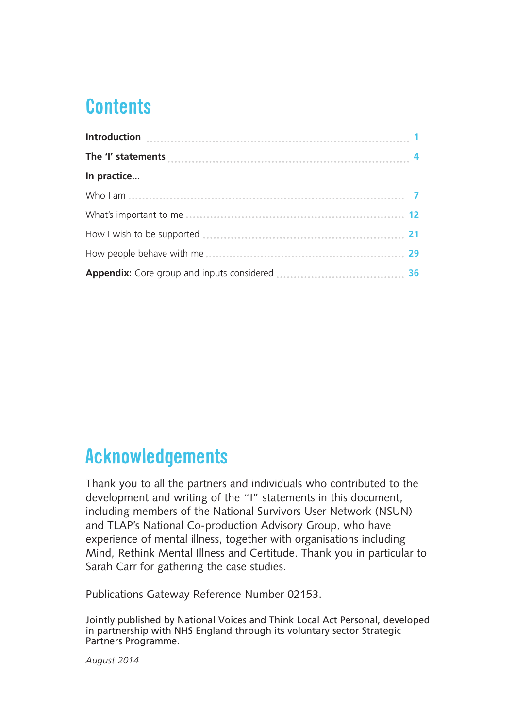# Contents

| | |
|---|---|
| **Introduction** | 1 |
| **The 'I' statements** | 4 |
| **In practice...** | |
| Who I am | 7 |
| What's important to me | 12 |
| How I wish to be supported | 21 |
| How people behave with me | 29 |
| **Appendix:** Core group and inputs considered | 36 |

# Acknowledgements

Thank you to all the partners and individuals who contributed to the development and writing of the "I" statements in this document, including members of the National Survivors User Network (NSUN) and TLAP's National Co-production Advisory Group, who have experience of mental illness, together with organisations including Mind, Rethink Mental Illness and Certitude. Thank you in particular to Sarah Carr for gathering the case studies.

Publications Gateway Reference Number 02153.

Jointly published by National Voices and Think Local Act Personal, developed in partnership with NHS England through its voluntary sector Strategic Partners Programme.

*August 2014*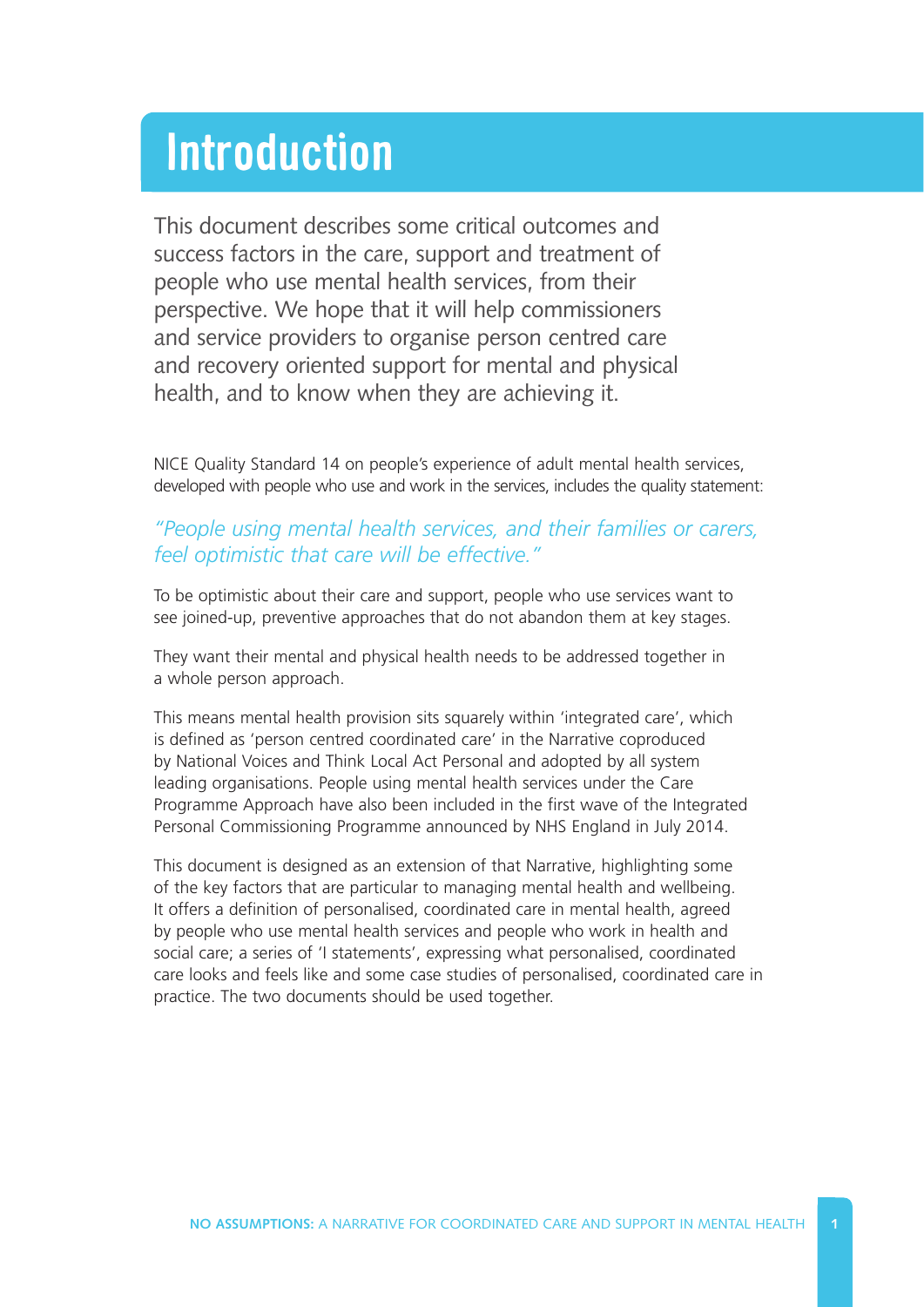# Introduction

This document describes some critical outcomes and success factors in the care, support and treatment of people who use mental health services, from their perspective. We hope that it will help commissioners and service providers to organise person centred care and recovery oriented support for mental and physical health, and to know when they are achieving it.

NICE Quality Standard 14 on people's experience of adult mental health services, developed with people who use and work in the services, includes the quality statement:

*"People using mental health services, and their families or carers, feel optimistic that care will be effective."*

To be optimistic about their care and support, people who use services want to see joined-up, preventive approaches that do not abandon them at key stages.

They want their mental and physical health needs to be addressed together in a whole person approach.

This means mental health provision sits squarely within 'integrated care', which is defined as 'person centred coordinated care' in the Narrative coproduced by National Voices and Think Local Act Personal and adopted by all system leading organisations. People using mental health services under the Care Programme Approach have also been included in the first wave of the Integrated Personal Commissioning Programme announced by NHS England in July 2014.

This document is designed as an extension of that Narrative, highlighting some of the key factors that are particular to managing mental health and wellbeing. It offers a definition of personalised, coordinated care in mental health, agreed by people who use mental health services and people who work in health and social care; a series of 'I statements', expressing what personalised, coordinated care looks and feels like and some case studies of personalised, coordinated care in practice. The two documents should be used together.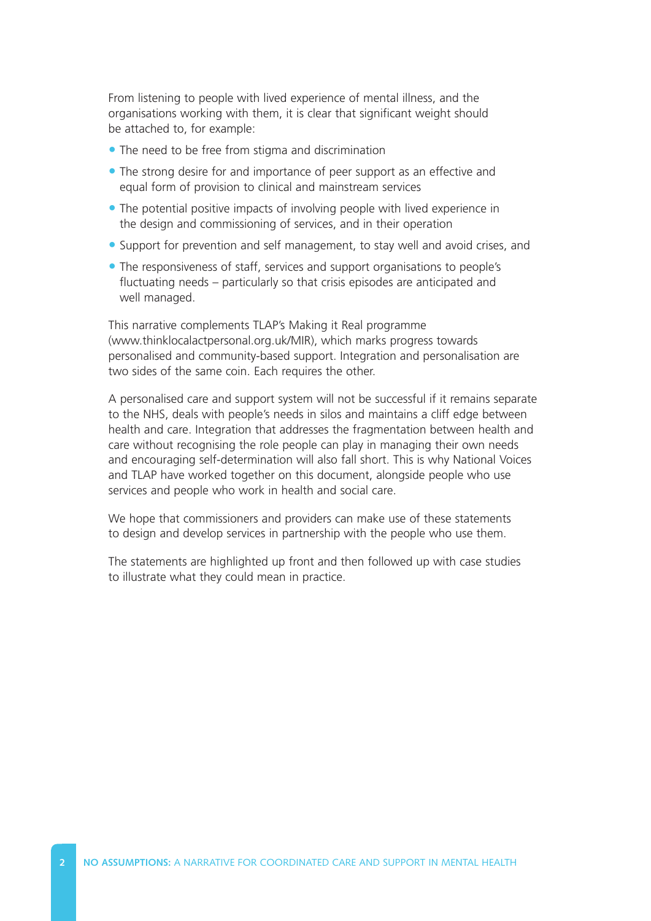From listening to people with lived experience of mental illness, and the organisations working with them, it is clear that significant weight should be attached to, for example:

- The need to be free from stigma and discrimination
- The strong desire for and importance of peer support as an effective and equal form of provision to clinical and mainstream services
- The potential positive impacts of involving people with lived experience in the design and commissioning of services, and in their operation
- Support for prevention and self management, to stay well and avoid crises, and
- The responsiveness of staff, services and support organisations to people's fluctuating needs – particularly so that crisis episodes are anticipated and well managed.

This narrative complements TLAP's Making it Real programme (www.thinklocalactpersonal.org.uk/MIR), which marks progress towards personalised and community-based support. Integration and personalisation are two sides of the same coin. Each requires the other.

A personalised care and support system will not be successful if it remains separate to the NHS, deals with people's needs in silos and maintains a cliff edge between health and care. Integration that addresses the fragmentation between health and care without recognising the role people can play in managing their own needs and encouraging self-determination will also fall short. This is why National Voices and TLAP have worked together on this document, alongside people who use services and people who work in health and social care.

We hope that commissioners and providers can make use of these statements to design and develop services in partnership with the people who use them.

The statements are highlighted up front and then followed up with case studies to illustrate what they could mean in practice.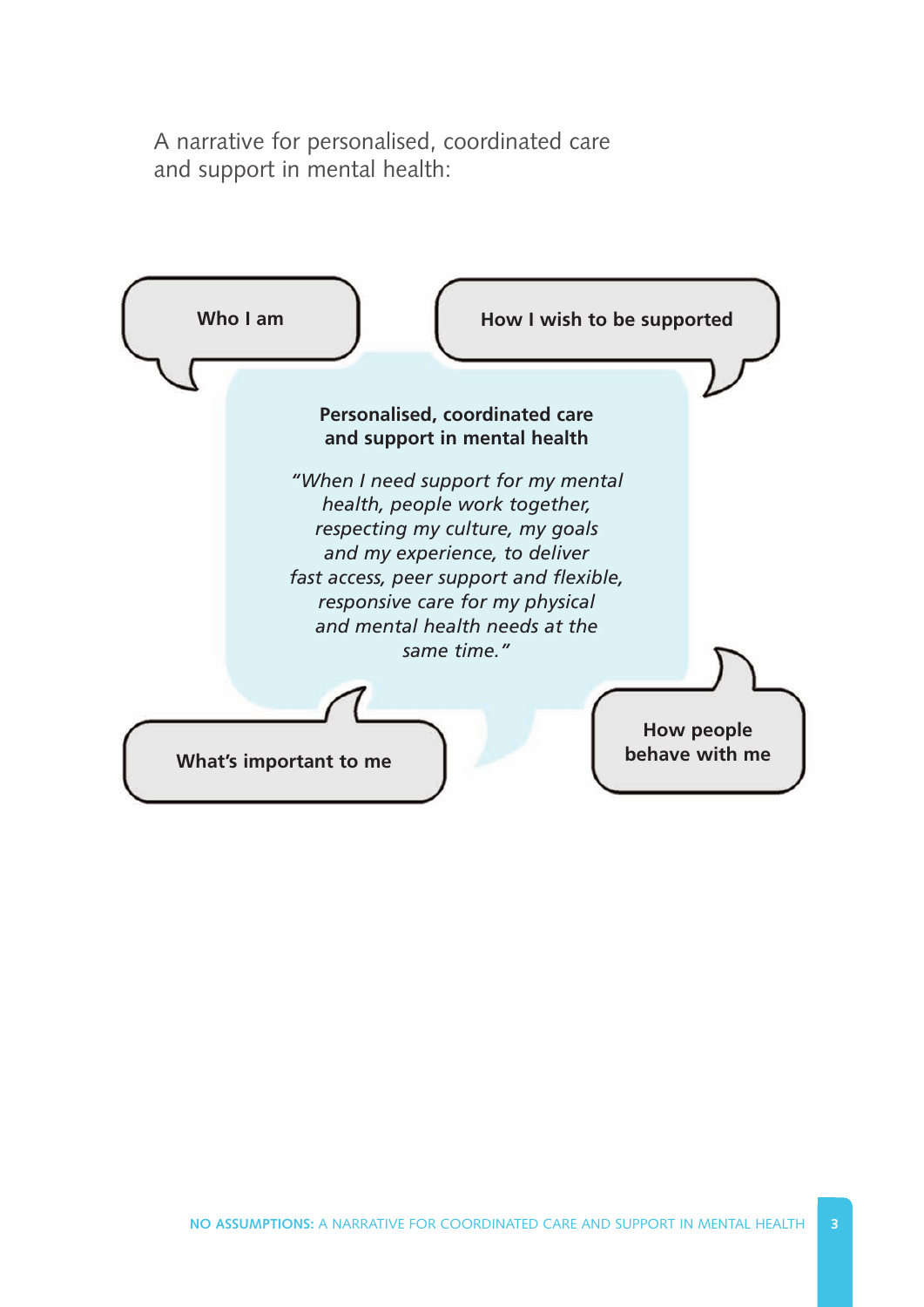A narrative for personalised, coordinated care and support in mental health:

**Who I am**

**How I wish to be supported**

**Personalised, coordinated care and support in mental health**

*"When I need support for my mental health, people work together, respecting my culture, my goals and my experience, to deliver fast access, peer support and flexible, responsive care for my physical and mental health needs at the same time."*

**What's important to me**

**How people behave with me**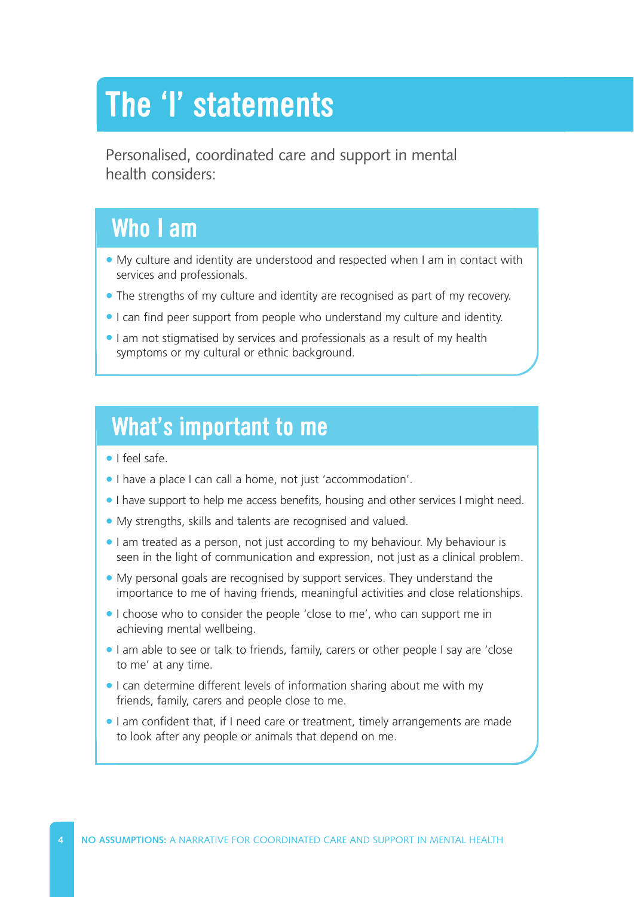# The 'I' statements

Personalised, coordinated care and support in mental health considers:

## Who I am

- My culture and identity are understood and respected when I am in contact with services and professionals.
- The strengths of my culture and identity are recognised as part of my recovery.
- I can find peer support from people who understand my culture and identity.
- I am not stigmatised by services and professionals as a result of my health symptoms or my cultural or ethnic background.

## What's important to me

- I feel safe.
- I have a place I can call a home, not just 'accommodation'.
- I have support to help me access benefits, housing and other services I might need.
- My strengths, skills and talents are recognised and valued.
- I am treated as a person, not just according to my behaviour. My behaviour is seen in the light of communication and expression, not just as a clinical problem.
- My personal goals are recognised by support services. They understand the importance to me of having friends, meaningful activities and close relationships.
- I choose who to consider the people 'close to me', who can support me in achieving mental wellbeing.
- I am able to see or talk to friends, family, carers or other people I say are 'close to me' at any time.
- I can determine different levels of information sharing about me with my friends, family, carers and people close to me.
- I am confident that, if I need care or treatment, timely arrangements are made to look after any people or animals that depend on me.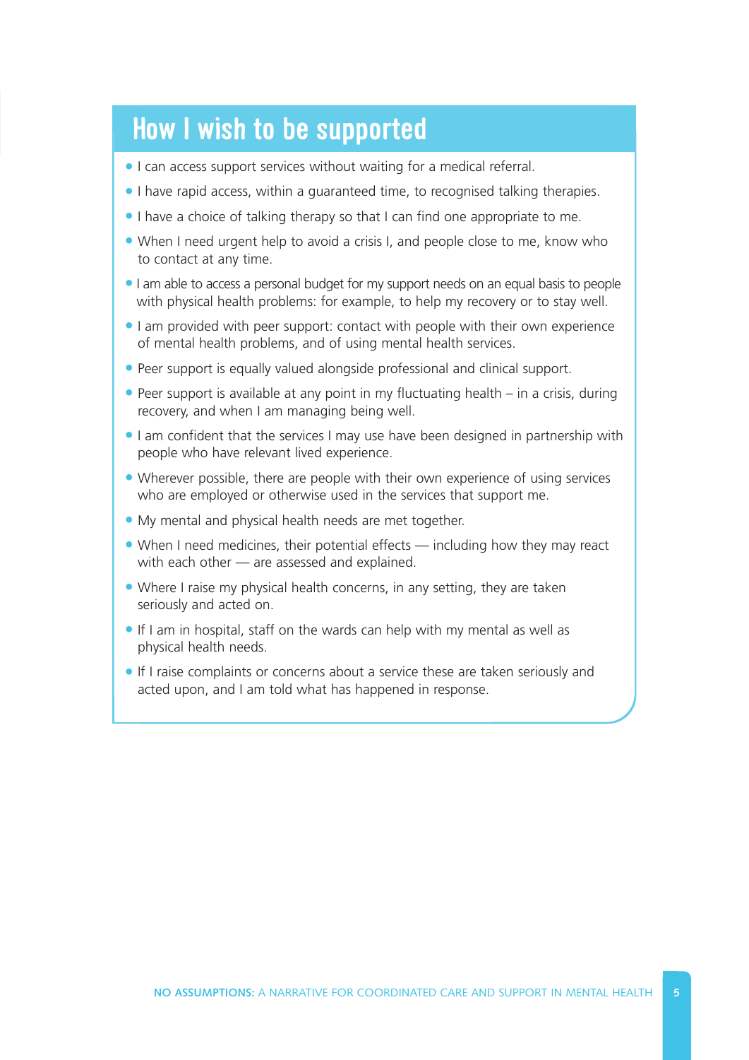## How I wish to be supported

- I can access support services without waiting for a medical referral.
- I have rapid access, within a guaranteed time, to recognised talking therapies.
- I have a choice of talking therapy so that I can find one appropriate to me.
- When I need urgent help to avoid a crisis I, and people close to me, know who to contact at any time.
- I am able to access a personal budget for my support needs on an equal basis to people with physical health problems: for example, to help my recovery or to stay well.
- I am provided with peer support: contact with people with their own experience of mental health problems, and of using mental health services.
- Peer support is equally valued alongside professional and clinical support.
- Peer support is available at any point in my fluctuating health – in a crisis, during recovery, and when I am managing being well.
- I am confident that the services I may use have been designed in partnership with people who have relevant lived experience.
- Wherever possible, there are people with their own experience of using services who are employed or otherwise used in the services that support me.
- My mental and physical health needs are met together.
- When I need medicines, their potential effects — including how they may react with each other — are assessed and explained.
- Where I raise my physical health concerns, in any setting, they are taken seriously and acted on.
- If I am in hospital, staff on the wards can help with my mental as well as physical health needs.
- If I raise complaints or concerns about a service these are taken seriously and acted upon, and I am told what has happened in response.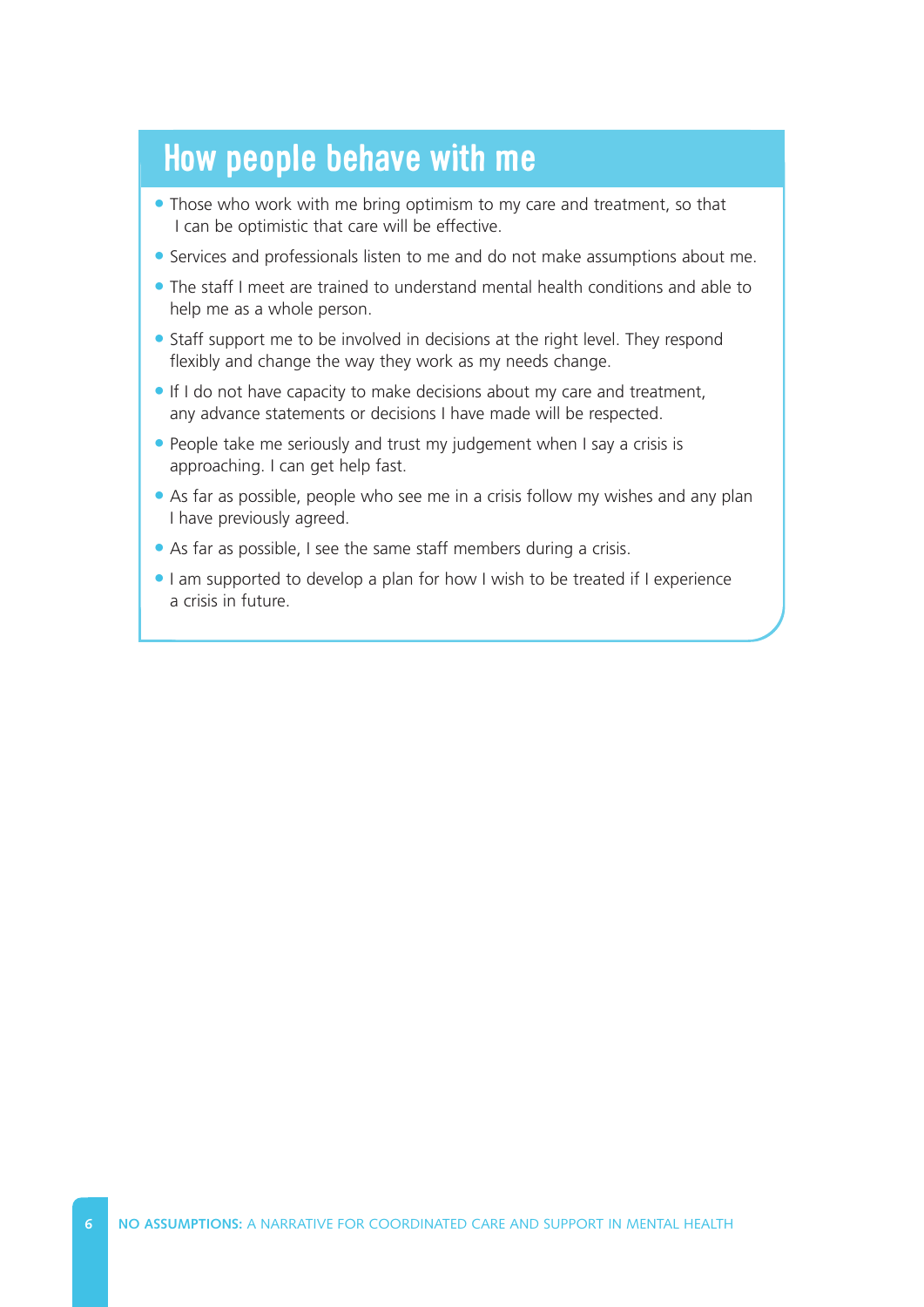## How people behave with me

- Those who work with me bring optimism to my care and treatment, so that I can be optimistic that care will be effective.
- Services and professionals listen to me and do not make assumptions about me.
- The staff I meet are trained to understand mental health conditions and able to help me as a whole person.
- Staff support me to be involved in decisions at the right level. They respond flexibly and change the way they work as my needs change.
- If I do not have capacity to make decisions about my care and treatment, any advance statements or decisions I have made will be respected.
- People take me seriously and trust my judgement when I say a crisis is approaching. I can get help fast.
- As far as possible, people who see me in a crisis follow my wishes and any plan I have previously agreed.
- As far as possible, I see the same staff members during a crisis.
- I am supported to develop a plan for how I wish to be treated if I experience a crisis in future.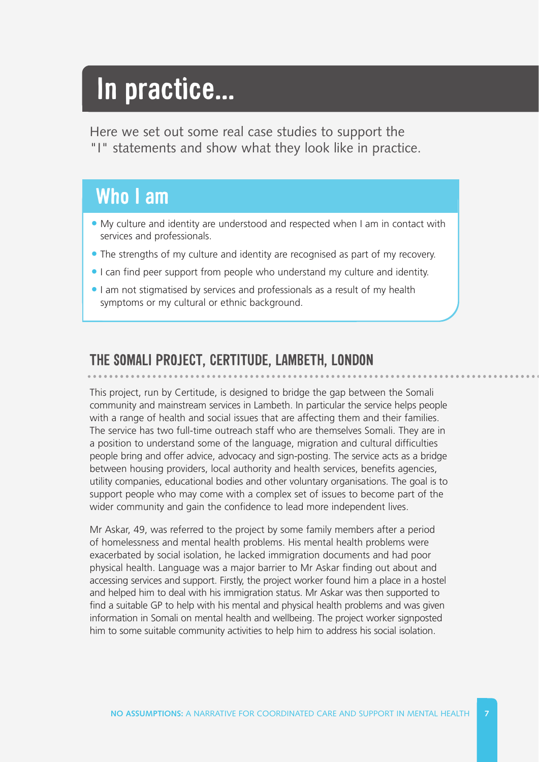# In practice...

Here we set out some real case studies to support the "I" statements and show what they look like in practice.

## Who I am

- My culture and identity are understood and respected when I am in contact with services and professionals.
- The strengths of my culture and identity are recognised as part of my recovery.
- I can find peer support from people who understand my culture and identity.
- I am not stigmatised by services and professionals as a result of my health symptoms or my cultural or ethnic background.

### THE SOMALI PROJECT, CERTITUDE, LAMBETH, LONDON

This project, run by Certitude, is designed to bridge the gap between the Somali community and mainstream services in Lambeth. In particular the service helps people with a range of health and social issues that are affecting them and their families. The service has two full-time outreach staff who are themselves Somali. They are in a position to understand some of the language, migration and cultural difficulties people bring and offer advice, advocacy and sign-posting. The service acts as a bridge between housing providers, local authority and health services, benefits agencies, utility companies, educational bodies and other voluntary organisations. The goal is to support people who may come with a complex set of issues to become part of the wider community and gain the confidence to lead more independent lives.

Mr Askar, 49, was referred to the project by some family members after a period of homelessness and mental health problems. His mental health problems were exacerbated by social isolation, he lacked immigration documents and had poor physical health. Language was a major barrier to Mr Askar finding out about and accessing services and support. Firstly, the project worker found him a place in a hostel and helped him to deal with his immigration status. Mr Askar was then supported to find a suitable GP to help with his mental and physical health problems and was given information in Somali on mental health and wellbeing. The project worker signposted him to some suitable community activities to help him to address his social isolation.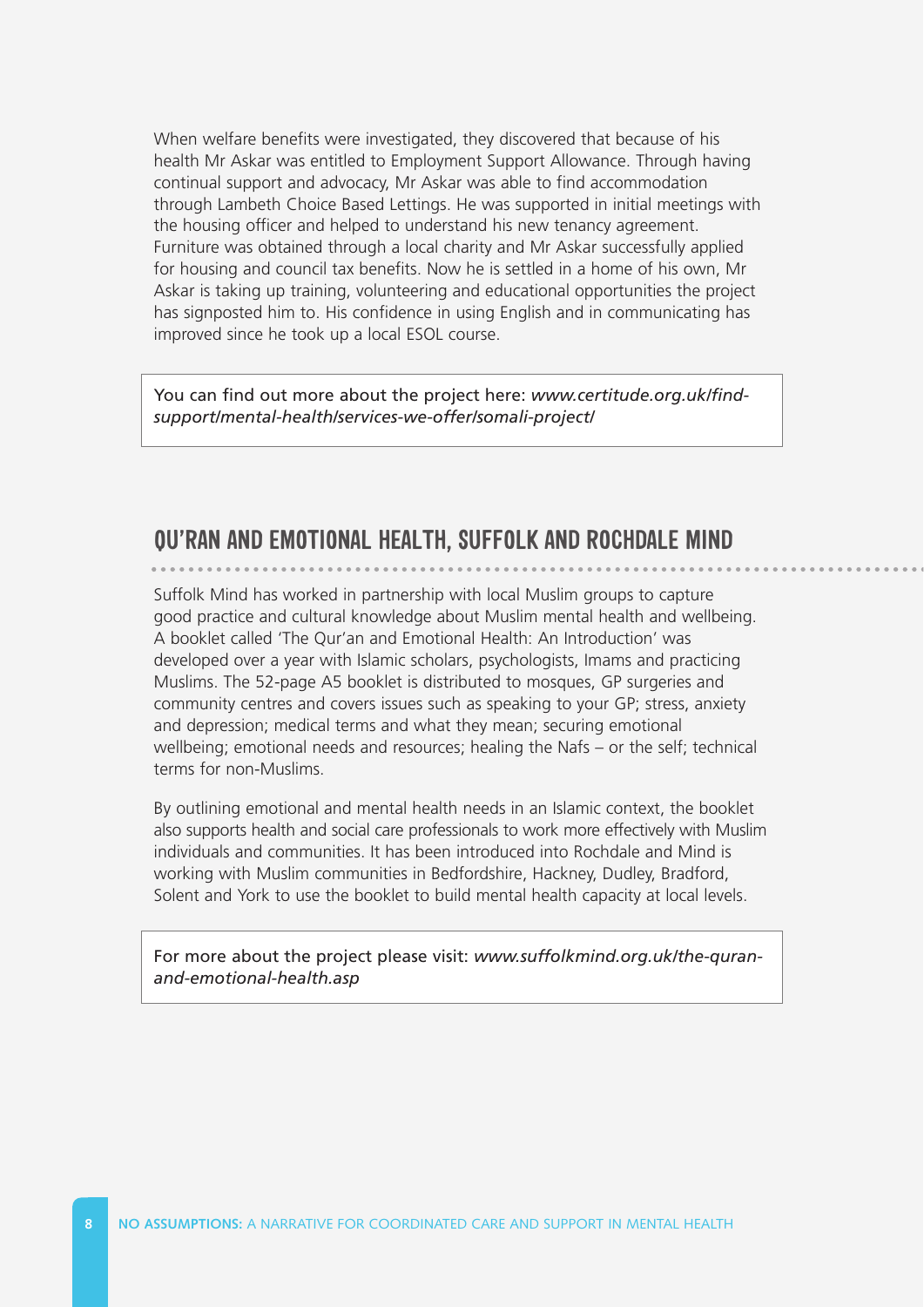When welfare benefits were investigated, they discovered that because of his health Mr Askar was entitled to Employment Support Allowance. Through having continual support and advocacy, Mr Askar was able to find accommodation through Lambeth Choice Based Lettings. He was supported in initial meetings with the housing officer and helped to understand his new tenancy agreement. Furniture was obtained through a local charity and Mr Askar successfully applied for housing and council tax benefits. Now he is settled in a home of his own, Mr Askar is taking up training, volunteering and educational opportunities the project has signposted him to. His confidence in using English and in communicating has improved since he took up a local ESOL course.

> You can find out more about the project here: *www.certitude.org.uk/find-support/mental-health/services-we-offer/somali-project/*

## QU'RAN AND EMOTIONAL HEALTH, SUFFOLK AND ROCHDALE MIND

Suffolk Mind has worked in partnership with local Muslim groups to capture good practice and cultural knowledge about Muslim mental health and wellbeing. A booklet called 'The Qur'an and Emotional Health: An Introduction' was developed over a year with Islamic scholars, psychologists, Imams and practicing Muslims. The 52-page A5 booklet is distributed to mosques, GP surgeries and community centres and covers issues such as speaking to your GP; stress, anxiety and depression; medical terms and what they mean; securing emotional wellbeing; emotional needs and resources; healing the Nafs – or the self; technical terms for non-Muslims.

By outlining emotional and mental health needs in an Islamic context, the booklet also supports health and social care professionals to work more effectively with Muslim individuals and communities. It has been introduced into Rochdale and Mind is working with Muslim communities in Bedfordshire, Hackney, Dudley, Bradford, Solent and York to use the booklet to build mental health capacity at local levels.

> For more about the project please visit: *www.suffolkmind.org.uk/the-quran-and-emotional-health.asp*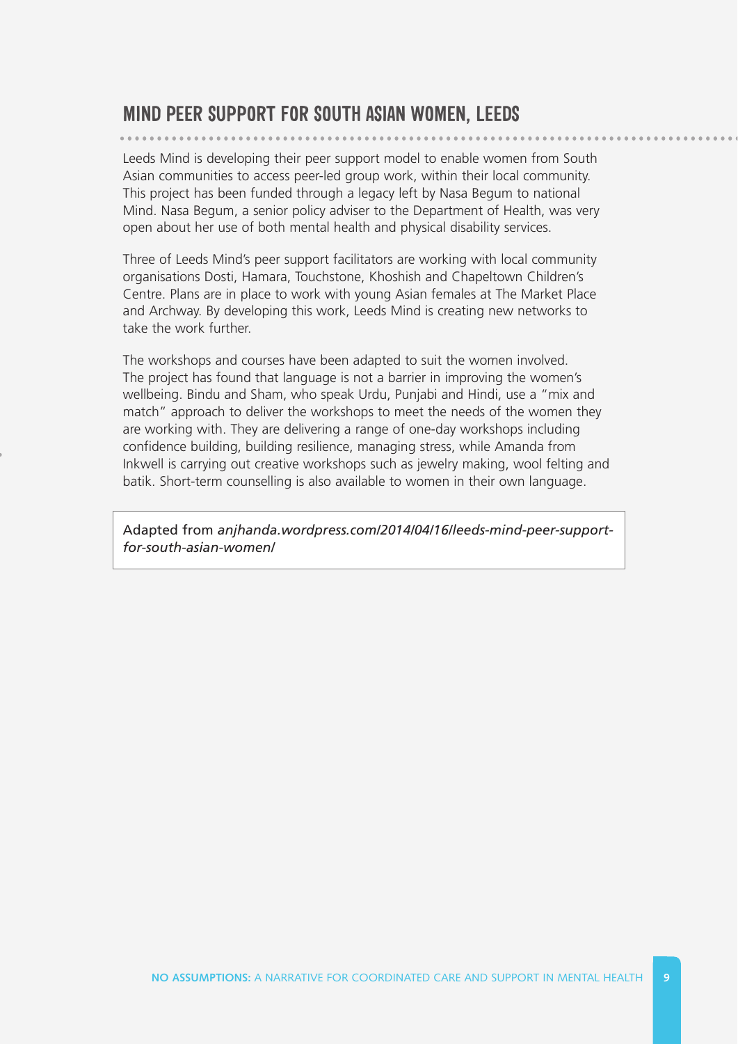## MIND PEER SUPPORT FOR SOUTH ASIAN WOMEN, LEEDS

Leeds Mind is developing their peer support model to enable women from South Asian communities to access peer-led group work, within their local community. This project has been funded through a legacy left by Nasa Begum to national Mind. Nasa Begum, a senior policy adviser to the Department of Health, was very open about her use of both mental health and physical disability services.

Three of Leeds Mind's peer support facilitators are working with local community organisations Dosti, Hamara, Touchstone, Khoshish and Chapeltown Children's Centre. Plans are in place to work with young Asian females at The Market Place and Archway. By developing this work, Leeds Mind is creating new networks to take the work further.

The workshops and courses have been adapted to suit the women involved. The project has found that language is not a barrier in improving the women's wellbeing. Bindu and Sham, who speak Urdu, Punjabi and Hindi, use a "mix and match" approach to deliver the workshops to meet the needs of the women they are working with. They are delivering a range of one-day workshops including confidence building, building resilience, managing stress, while Amanda from Inkwell is carrying out creative workshops such as jewelry making, wool felting and batik. Short-term counselling is also available to women in their own language.

Adapted from *anjhanda.wordpress.com/2014/04/16/leeds-mind-peer-support-for-south-asian-women/*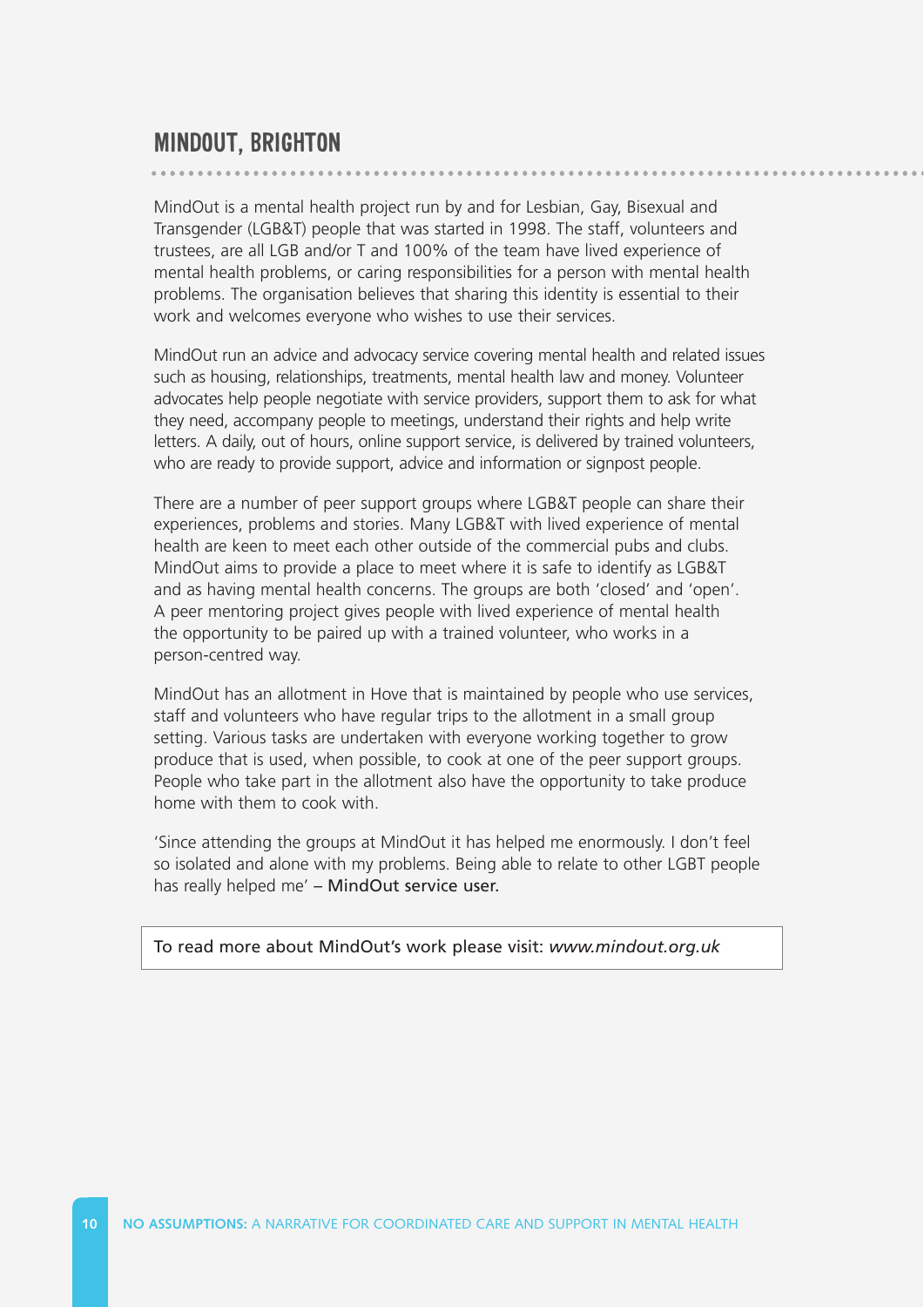## MINDOUT, BRIGHTON

MindOut is a mental health project run by and for Lesbian, Gay, Bisexual and Transgender (LGB&T) people that was started in 1998. The staff, volunteers and trustees, are all LGB and/or T and 100% of the team have lived experience of mental health problems, or caring responsibilities for a person with mental health problems. The organisation believes that sharing this identity is essential to their work and welcomes everyone who wishes to use their services.

MindOut run an advice and advocacy service covering mental health and related issues such as housing, relationships, treatments, mental health law and money. Volunteer advocates help people negotiate with service providers, support them to ask for what they need, accompany people to meetings, understand their rights and help write letters. A daily, out of hours, online support service, is delivered by trained volunteers, who are ready to provide support, advice and information or signpost people.

There are a number of peer support groups where LGB&T people can share their experiences, problems and stories. Many LGB&T with lived experience of mental health are keen to meet each other outside of the commercial pubs and clubs. MindOut aims to provide a place to meet where it is safe to identify as LGB&T and as having mental health concerns. The groups are both 'closed' and 'open'. A peer mentoring project gives people with lived experience of mental health the opportunity to be paired up with a trained volunteer, who works in a person-centred way.

MindOut has an allotment in Hove that is maintained by people who use services, staff and volunteers who have regular trips to the allotment in a small group setting. Various tasks are undertaken with everyone working together to grow produce that is used, when possible, to cook at one of the peer support groups. People who take part in the allotment also have the opportunity to take produce home with them to cook with.

'Since attending the groups at MindOut it has helped me enormously. I don't feel so isolated and alone with my problems. Being able to relate to other LGBT people has really helped me' – MindOut service user.

To read more about MindOut's work please visit: *www.mindout.org.uk*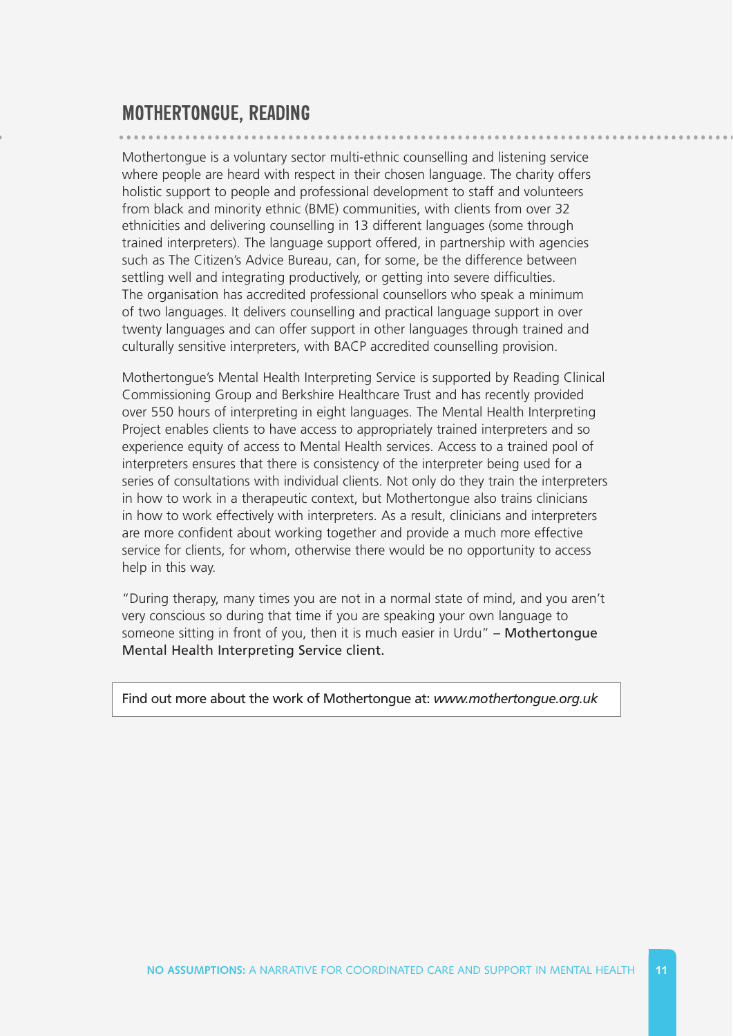## MOTHERTONGUE, READING

Mothertongue is a voluntary sector multi-ethnic counselling and listening service where people are heard with respect in their chosen language. The charity offers holistic support to people and professional development to staff and volunteers from black and minority ethnic (BME) communities, with clients from over 32 ethnicities and delivering counselling in 13 different languages (some through trained interpreters). The language support offered, in partnership with agencies such as The Citizen's Advice Bureau, can, for some, be the difference between settling well and integrating productively, or getting into severe difficulties. The organisation has accredited professional counsellors who speak a minimum of two languages. It delivers counselling and practical language support in over twenty languages and can offer support in other languages through trained and culturally sensitive interpreters, with BACP accredited counselling provision.

Mothertongue's Mental Health Interpreting Service is supported by Reading Clinical Commissioning Group and Berkshire Healthcare Trust and has recently provided over 550 hours of interpreting in eight languages. The Mental Health Interpreting Project enables clients to have access to appropriately trained interpreters and so experience equity of access to Mental Health services. Access to a trained pool of interpreters ensures that there is consistency of the interpreter being used for a series of consultations with individual clients. Not only do they train the interpreters in how to work in a therapeutic context, but Mothertongue also trains clinicians in how to work effectively with interpreters. As a result, clinicians and interpreters are more confident about working together and provide a much more effective service for clients, for whom, otherwise there would be no opportunity to access help in this way.

"During therapy, many times you are not in a normal state of mind, and you aren't very conscious so during that time if you are speaking your own language to someone sitting in front of you, then it is much easier in Urdu" – Mothertongue Mental Health Interpreting Service client.

Find out more about the work of Mothertongue at: *www.mothertongue.org.uk*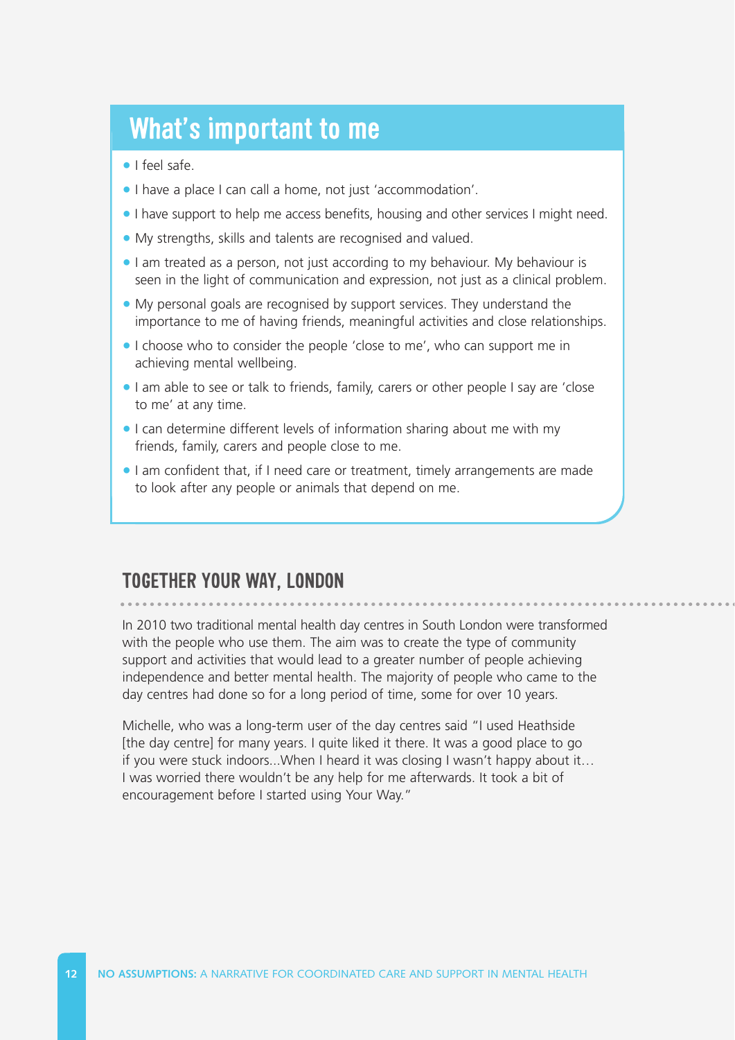## What's important to me

- I feel safe.
- I have a place I can call a home, not just 'accommodation'.
- I have support to help me access benefits, housing and other services I might need.
- My strengths, skills and talents are recognised and valued.
- I am treated as a person, not just according to my behaviour. My behaviour is seen in the light of communication and expression, not just as a clinical problem.
- My personal goals are recognised by support services. They understand the importance to me of having friends, meaningful activities and close relationships.
- I choose who to consider the people 'close to me', who can support me in achieving mental wellbeing.
- I am able to see or talk to friends, family, carers or other people I say are 'close to me' at any time.
- I can determine different levels of information sharing about me with my friends, family, carers and people close to me.
- I am confident that, if I need care or treatment, timely arrangements are made to look after any people or animals that depend on me.

### TOGETHER YOUR WAY, LONDON

In 2010 two traditional mental health day centres in South London were transformed with the people who use them. The aim was to create the type of community support and activities that would lead to a greater number of people achieving independence and better mental health. The majority of people who came to the day centres had done so for a long period of time, some for over 10 years.

Michelle, who was a long-term user of the day centres said "I used Heathside [the day centre] for many years. I quite liked it there. It was a good place to go if you were stuck indoors...When I heard it was closing I wasn't happy about it… I was worried there wouldn't be any help for me afterwards. It took a bit of encouragement before I started using Your Way."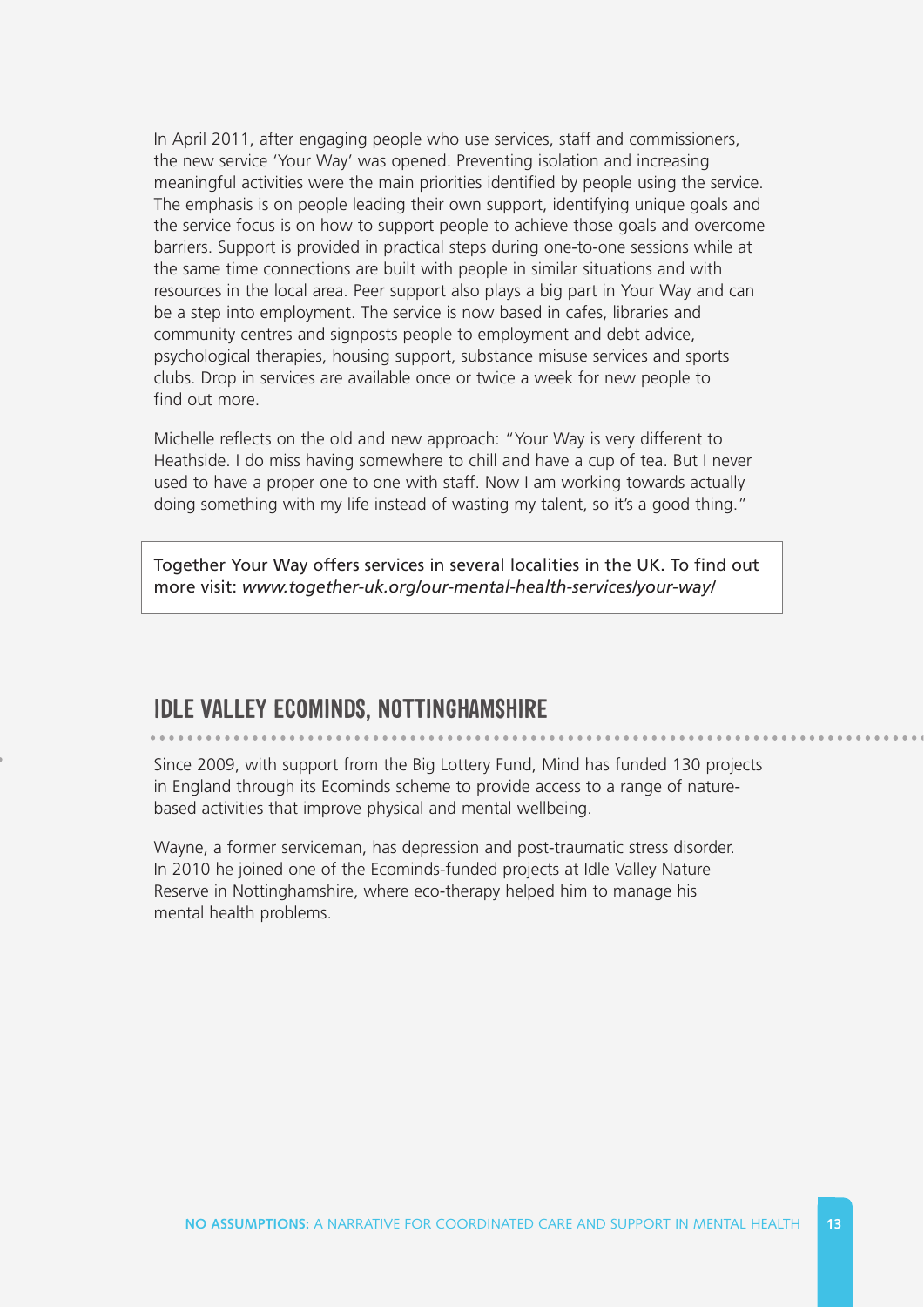In April 2011, after engaging people who use services, staff and commissioners, the new service 'Your Way' was opened. Preventing isolation and increasing meaningful activities were the main priorities identified by people using the service. The emphasis is on people leading their own support, identifying unique goals and the service focus is on how to support people to achieve those goals and overcome barriers. Support is provided in practical steps during one-to-one sessions while at the same time connections are built with people in similar situations and with resources in the local area. Peer support also plays a big part in Your Way and can be a step into employment. The service is now based in cafes, libraries and community centres and signposts people to employment and debt advice, psychological therapies, housing support, substance misuse services and sports clubs. Drop in services are available once or twice a week for new people to find out more.

Michelle reflects on the old and new approach: "Your Way is very different to Heathside. I do miss having somewhere to chill and have a cup of tea. But I never used to have a proper one to one with staff. Now I am working towards actually doing something with my life instead of wasting my talent, so it's a good thing."

> Together Your Way offers services in several localities in the UK. To find out more visit: *www.together-uk.org/our-mental-health-services/your-way/*

## IDLE VALLEY ECOMINDS, NOTTINGHAMSHIRE

Since 2009, with support from the Big Lottery Fund, Mind has funded 130 projects in England through its Ecominds scheme to provide access to a range of nature-based activities that improve physical and mental wellbeing.

Wayne, a former serviceman, has depression and post-traumatic stress disorder. In 2010 he joined one of the Ecominds-funded projects at Idle Valley Nature Reserve in Nottinghamshire, where eco-therapy helped him to manage his mental health problems.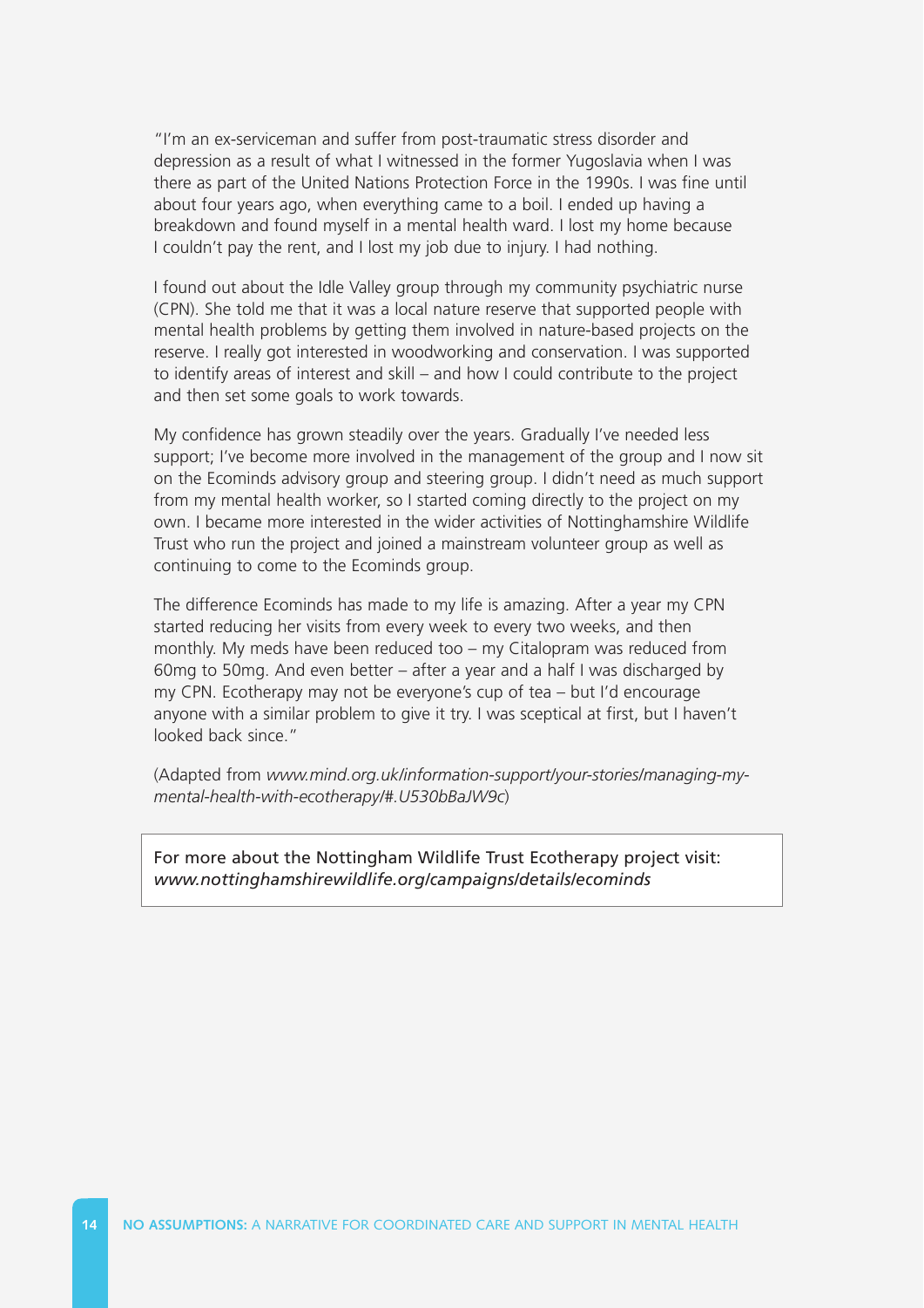"I'm an ex-serviceman and suffer from post-traumatic stress disorder and depression as a result of what I witnessed in the former Yugoslavia when I was there as part of the United Nations Protection Force in the 1990s. I was fine until about four years ago, when everything came to a boil. I ended up having a breakdown and found myself in a mental health ward. I lost my home because I couldn't pay the rent, and I lost my job due to injury. I had nothing.

I found out about the Idle Valley group through my community psychiatric nurse (CPN). She told me that it was a local nature reserve that supported people with mental health problems by getting them involved in nature-based projects on the reserve. I really got interested in woodworking and conservation. I was supported to identify areas of interest and skill – and how I could contribute to the project and then set some goals to work towards.

My confidence has grown steadily over the years. Gradually I've needed less support; I've become more involved in the management of the group and I now sit on the Ecominds advisory group and steering group. I didn't need as much support from my mental health worker, so I started coming directly to the project on my own. I became more interested in the wider activities of Nottinghamshire Wildlife Trust who run the project and joined a mainstream volunteer group as well as continuing to come to the Ecominds group.

The difference Ecominds has made to my life is amazing. After a year my CPN started reducing her visits from every week to every two weeks, and then monthly. My meds have been reduced too – my Citalopram was reduced from 60mg to 50mg. And even better – after a year and a half I was discharged by my CPN. Ecotherapy may not be everyone's cup of tea – but I'd encourage anyone with a similar problem to give it try. I was sceptical at first, but I haven't looked back since."

(Adapted from *www.mind.org.uk/information-support/your-stories/managing-my-mental-health-with-ecotherapy/#.U530bBaJW9c*)

For more about the Nottingham Wildlife Trust Ecotherapy project visit: *www.nottinghamshirewildlife.org/campaigns/details/ecominds*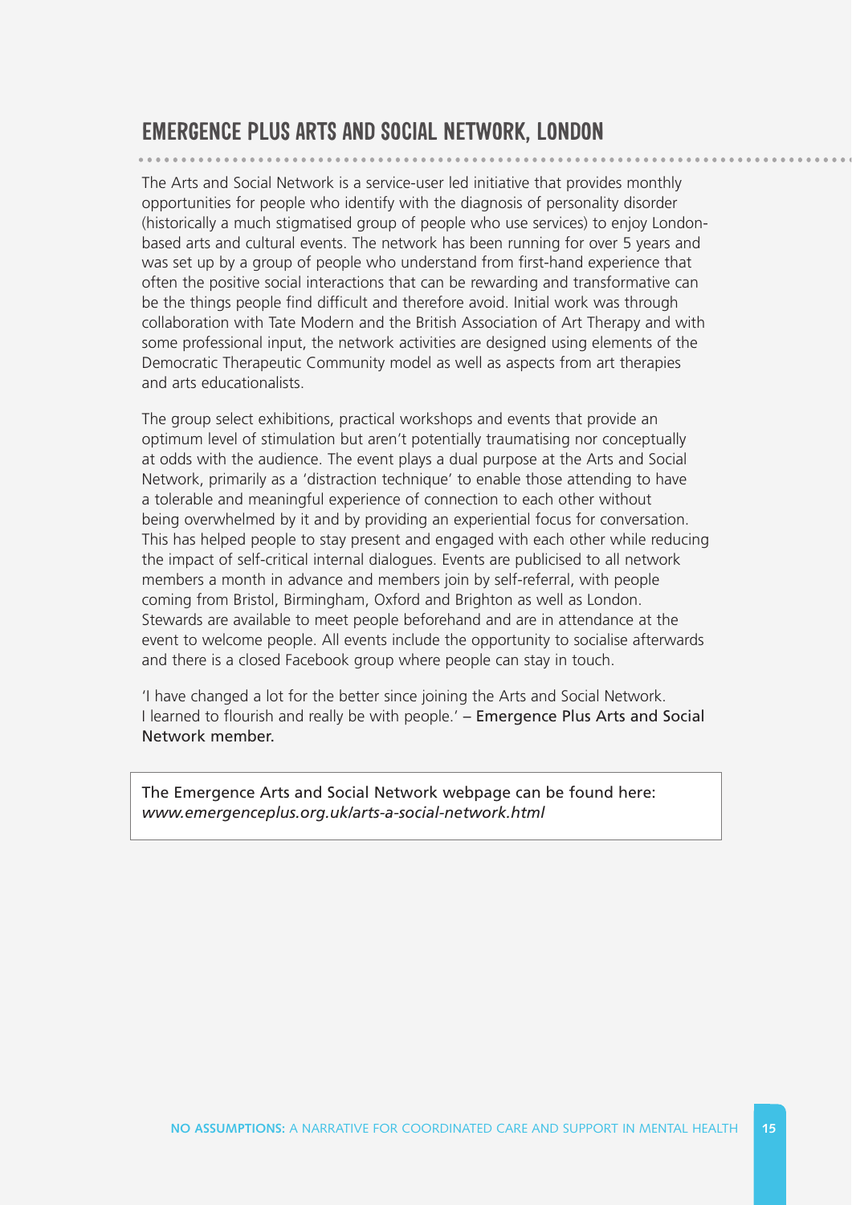## EMERGENCE PLUS ARTS AND SOCIAL NETWORK, LONDON

The Arts and Social Network is a service-user led initiative that provides monthly opportunities for people who identify with the diagnosis of personality disorder (historically a much stigmatised group of people who use services) to enjoy London-based arts and cultural events. The network has been running for over 5 years and was set up by a group of people who understand from first-hand experience that often the positive social interactions that can be rewarding and transformative can be the things people find difficult and therefore avoid. Initial work was through collaboration with Tate Modern and the British Association of Art Therapy and with some professional input, the network activities are designed using elements of the Democratic Therapeutic Community model as well as aspects from art therapies and arts educationalists.

The group select exhibitions, practical workshops and events that provide an optimum level of stimulation but aren't potentially traumatising nor conceptually at odds with the audience. The event plays a dual purpose at the Arts and Social Network, primarily as a 'distraction technique' to enable those attending to have a tolerable and meaningful experience of connection to each other without being overwhelmed by it and by providing an experiential focus for conversation. This has helped people to stay present and engaged with each other while reducing the impact of self-critical internal dialogues. Events are publicised to all network members a month in advance and members join by self-referral, with people coming from Bristol, Birmingham, Oxford and Brighton as well as London. Stewards are available to meet people beforehand and are in attendance at the event to welcome people. All events include the opportunity to socialise afterwards and there is a closed Facebook group where people can stay in touch.

'I have changed a lot for the better since joining the Arts and Social Network. I learned to flourish and really be with people.' – Emergence Plus Arts and Social Network member.

The Emergence Arts and Social Network webpage can be found here: *www.emergenceplus.org.uk/arts-a-social-network.html*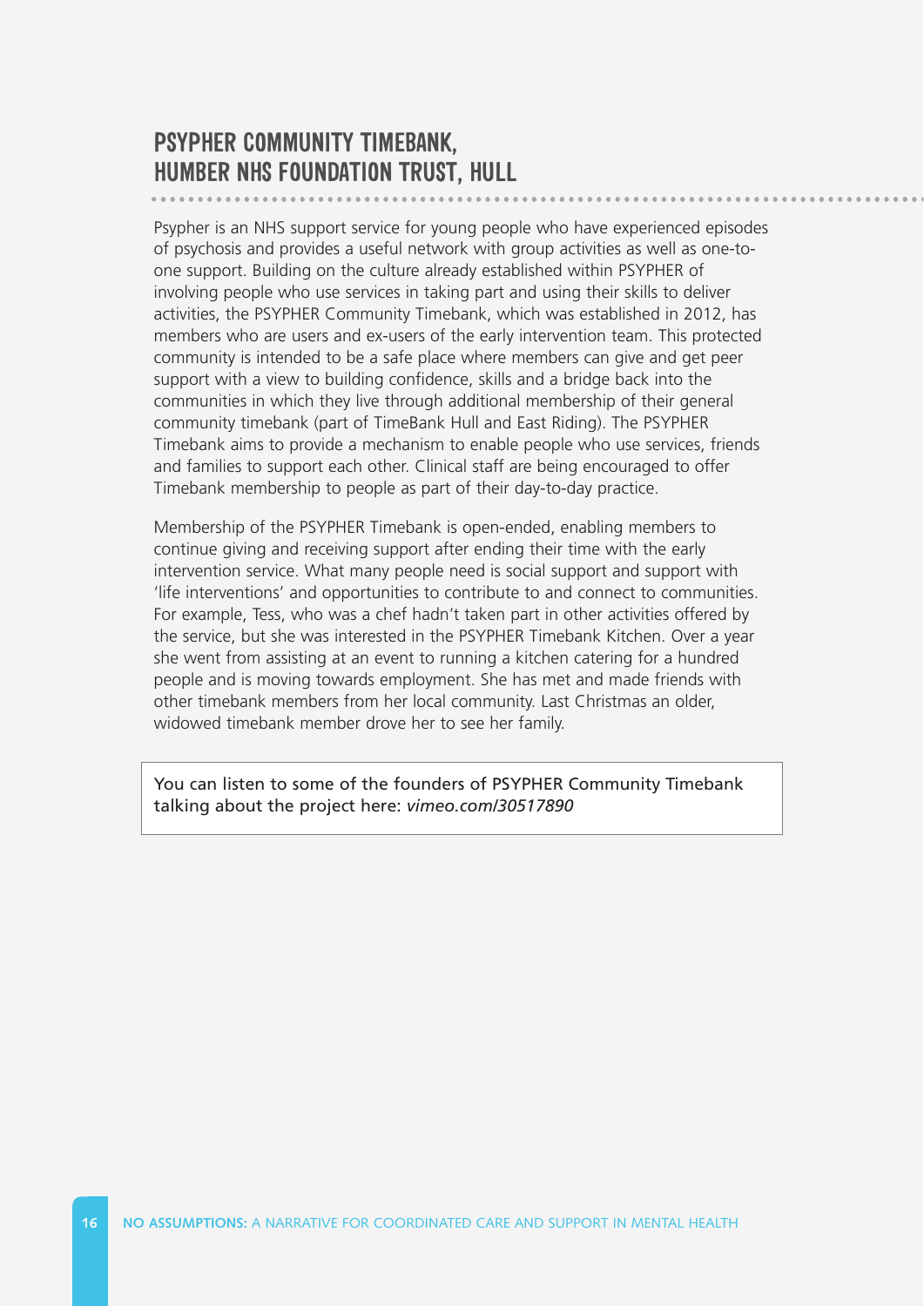## PSYPHER COMMUNITY TIMEBANK, HUMBER NHS FOUNDATION TRUST, HULL

Psypher is an NHS support service for young people who have experienced episodes of psychosis and provides a useful network with group activities as well as one-to-one support. Building on the culture already established within PSYPHER of involving people who use services in taking part and using their skills to deliver activities, the PSYPHER Community Timebank, which was established in 2012, has members who are users and ex-users of the early intervention team. This protected community is intended to be a safe place where members can give and get peer support with a view to building confidence, skills and a bridge back into the communities in which they live through additional membership of their general community timebank (part of TimeBank Hull and East Riding). The PSYPHER Timebank aims to provide a mechanism to enable people who use services, friends and families to support each other. Clinical staff are being encouraged to offer Timebank membership to people as part of their day-to-day practice.

Membership of the PSYPHER Timebank is open-ended, enabling members to continue giving and receiving support after ending their time with the early intervention service. What many people need is social support and support with 'life interventions' and opportunities to contribute to and connect to communities. For example, Tess, who was a chef hadn't taken part in other activities offered by the service, but she was interested in the PSYPHER Timebank Kitchen. Over a year she went from assisting at an event to running a kitchen catering for a hundred people and is moving towards employment. She has met and made friends with other timebank members from her local community. Last Christmas an older, widowed timebank member drove her to see her family.

You can listen to some of the founders of PSYPHER Community Timebank talking about the project here: *vimeo.com/30517890*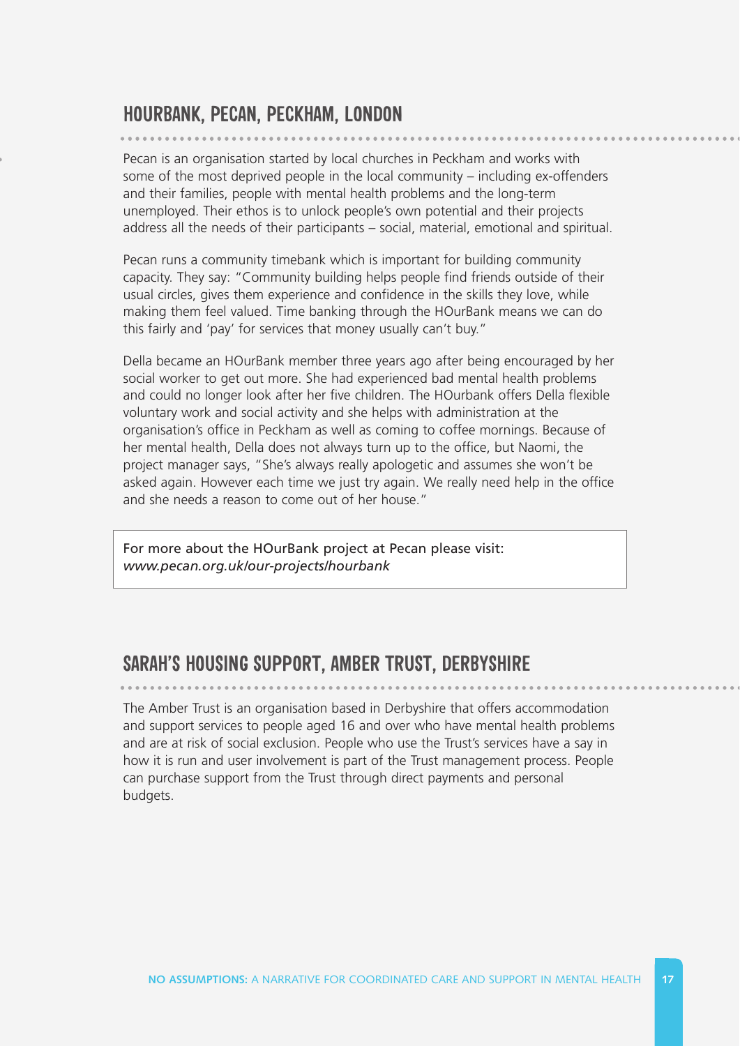## HOURBANK, PECAN, PECKHAM, LONDON

Pecan is an organisation started by local churches in Peckham and works with some of the most deprived people in the local community – including ex-offenders and their families, people with mental health problems and the long-term unemployed. Their ethos is to unlock people's own potential and their projects address all the needs of their participants – social, material, emotional and spiritual.

Pecan runs a community timebank which is important for building community capacity. They say: "Community building helps people find friends outside of their usual circles, gives them experience and confidence in the skills they love, while making them feel valued. Time banking through the HOurBank means we can do this fairly and 'pay' for services that money usually can't buy."

Della became an HOurBank member three years ago after being encouraged by her social worker to get out more. She had experienced bad mental health problems and could no longer look after her five children. The HOurbank offers Della flexible voluntary work and social activity and she helps with administration at the organisation's office in Peckham as well as coming to coffee mornings. Because of her mental health, Della does not always turn up to the office, but Naomi, the project manager says, "She's always really apologetic and assumes she won't be asked again. However each time we just try again. We really need help in the office and she needs a reason to come out of her house."

For more about the HOurBank project at Pecan please visit:
*www.pecan.org.uk/our-projects/hourbank*

## SARAH'S HOUSING SUPPORT, AMBER TRUST, DERBYSHIRE

The Amber Trust is an organisation based in Derbyshire that offers accommodation and support services to people aged 16 and over who have mental health problems and are at risk of social exclusion. People who use the Trust's services have a say in how it is run and user involvement is part of the Trust management process. People can purchase support from the Trust through direct payments and personal budgets.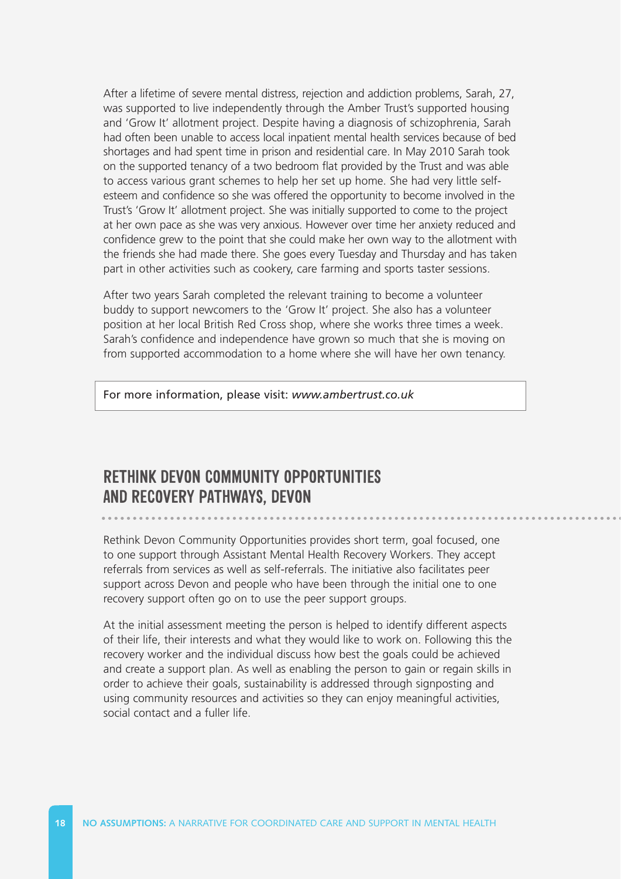After a lifetime of severe mental distress, rejection and addiction problems, Sarah, 27, was supported to live independently through the Amber Trust's supported housing and 'Grow It' allotment project. Despite having a diagnosis of schizophrenia, Sarah had often been unable to access local inpatient mental health services because of bed shortages and had spent time in prison and residential care. In May 2010 Sarah took on the supported tenancy of a two bedroom flat provided by the Trust and was able to access various grant schemes to help her set up home. She had very little self-esteem and confidence so she was offered the opportunity to become involved in the Trust's 'Grow It' allotment project. She was initially supported to come to the project at her own pace as she was very anxious. However over time her anxiety reduced and confidence grew to the point that she could make her own way to the allotment with the friends she had made there. She goes every Tuesday and Thursday and has taken part in other activities such as cookery, care farming and sports taster sessions.

After two years Sarah completed the relevant training to become a volunteer buddy to support newcomers to the 'Grow It' project. She also has a volunteer position at her local British Red Cross shop, where she works three times a week. Sarah's confidence and independence have grown so much that she is moving on from supported accommodation to a home where she will have her own tenancy.

For more information, please visit: *www.ambertrust.co.uk*

## RETHINK DEVON COMMUNITY OPPORTUNITIES AND RECOVERY PATHWAYS, DEVON

Rethink Devon Community Opportunities provides short term, goal focused, one to one support through Assistant Mental Health Recovery Workers. They accept referrals from services as well as self-referrals. The initiative also facilitates peer support across Devon and people who have been through the initial one to one recovery support often go on to use the peer support groups.

At the initial assessment meeting the person is helped to identify different aspects of their life, their interests and what they would like to work on. Following this the recovery worker and the individual discuss how best the goals could be achieved and create a support plan. As well as enabling the person to gain or regain skills in order to achieve their goals, sustainability is addressed through signposting and using community resources and activities so they can enjoy meaningful activities, social contact and a fuller life.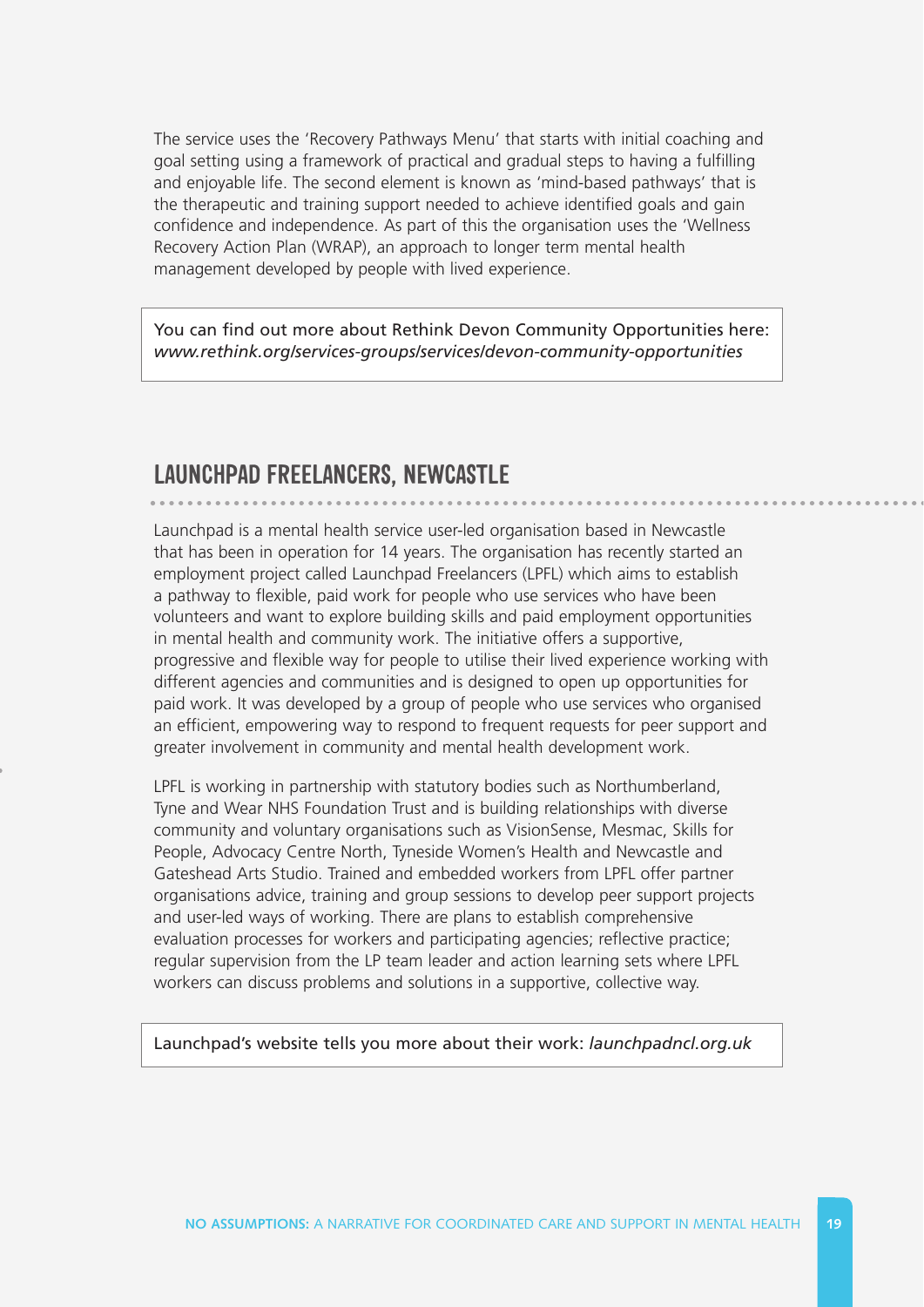The service uses the 'Recovery Pathways Menu' that starts with initial coaching and goal setting using a framework of practical and gradual steps to having a fulfilling and enjoyable life. The second element is known as 'mind-based pathways' that is the therapeutic and training support needed to achieve identified goals and gain confidence and independence. As part of this the organisation uses the 'Wellness Recovery Action Plan (WRAP), an approach to longer term mental health management developed by people with lived experience.

> You can find out more about Rethink Devon Community Opportunities here: *www.rethink.org/services-groups/services/devon-community-opportunities*

## LAUNCHPAD FREELANCERS, NEWCASTLE

Launchpad is a mental health service user-led organisation based in Newcastle that has been in operation for 14 years. The organisation has recently started an employment project called Launchpad Freelancers (LPFL) which aims to establish a pathway to flexible, paid work for people who use services who have been volunteers and want to explore building skills and paid employment opportunities in mental health and community work. The initiative offers a supportive, progressive and flexible way for people to utilise their lived experience working with different agencies and communities and is designed to open up opportunities for paid work. It was developed by a group of people who use services who organised an efficient, empowering way to respond to frequent requests for peer support and greater involvement in community and mental health development work.

LPFL is working in partnership with statutory bodies such as Northumberland, Tyne and Wear NHS Foundation Trust and is building relationships with diverse community and voluntary organisations such as VisionSense, Mesmac, Skills for People, Advocacy Centre North, Tyneside Women's Health and Newcastle and Gateshead Arts Studio. Trained and embedded workers from LPFL offer partner organisations advice, training and group sessions to develop peer support projects and user-led ways of working. There are plans to establish comprehensive evaluation processes for workers and participating agencies; reflective practice; regular supervision from the LP team leader and action learning sets where LPFL workers can discuss problems and solutions in a supportive, collective way.

> Launchpad's website tells you more about their work: *launchpadncl.org.uk*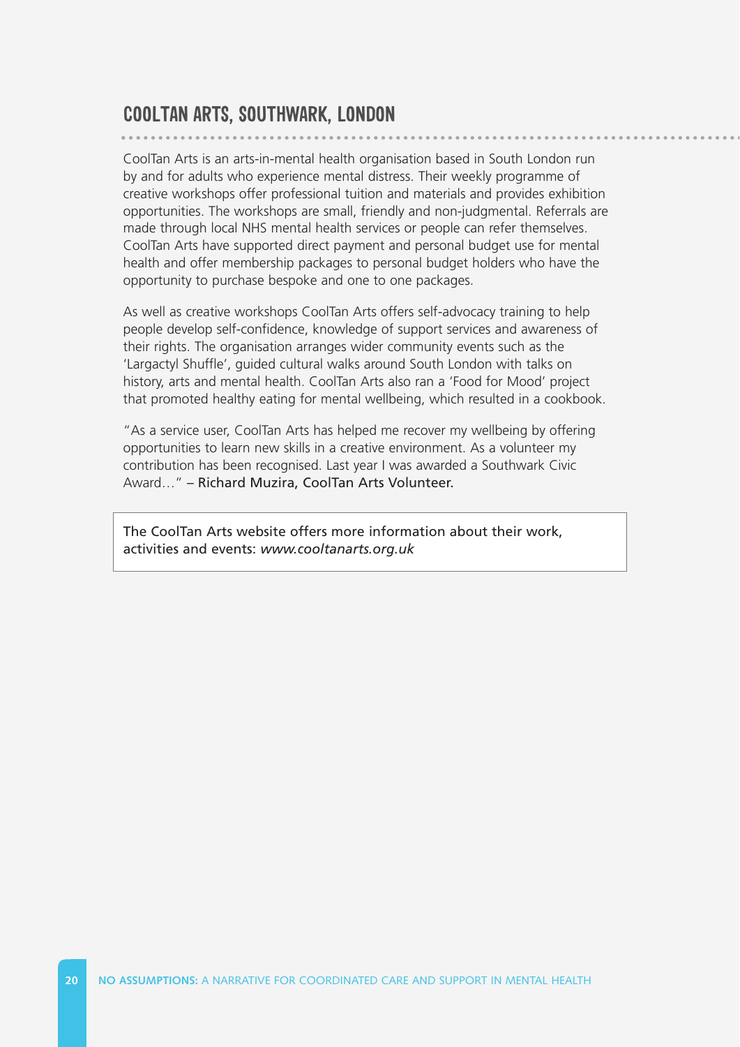## COOLTAN ARTS, SOUTHWARK, LONDON

CoolTan Arts is an arts-in-mental health organisation based in South London run by and for adults who experience mental distress. Their weekly programme of creative workshops offer professional tuition and materials and provides exhibition opportunities. The workshops are small, friendly and non-judgmental. Referrals are made through local NHS mental health services or people can refer themselves. CoolTan Arts have supported direct payment and personal budget use for mental health and offer membership packages to personal budget holders who have the opportunity to purchase bespoke and one to one packages.

As well as creative workshops CoolTan Arts offers self-advocacy training to help people develop self-confidence, knowledge of support services and awareness of their rights. The organisation arranges wider community events such as the 'Largactyl Shuffle', guided cultural walks around South London with talks on history, arts and mental health. CoolTan Arts also ran a 'Food for Mood' project that promoted healthy eating for mental wellbeing, which resulted in a cookbook.

"As a service user, CoolTan Arts has helped me recover my wellbeing by offering opportunities to learn new skills in a creative environment. As a volunteer my contribution has been recognised. Last year I was awarded a Southwark Civic Award…" – Richard Muzira, CoolTan Arts Volunteer.

The CoolTan Arts website offers more information about their work, activities and events: *www.cooltanarts.org.uk*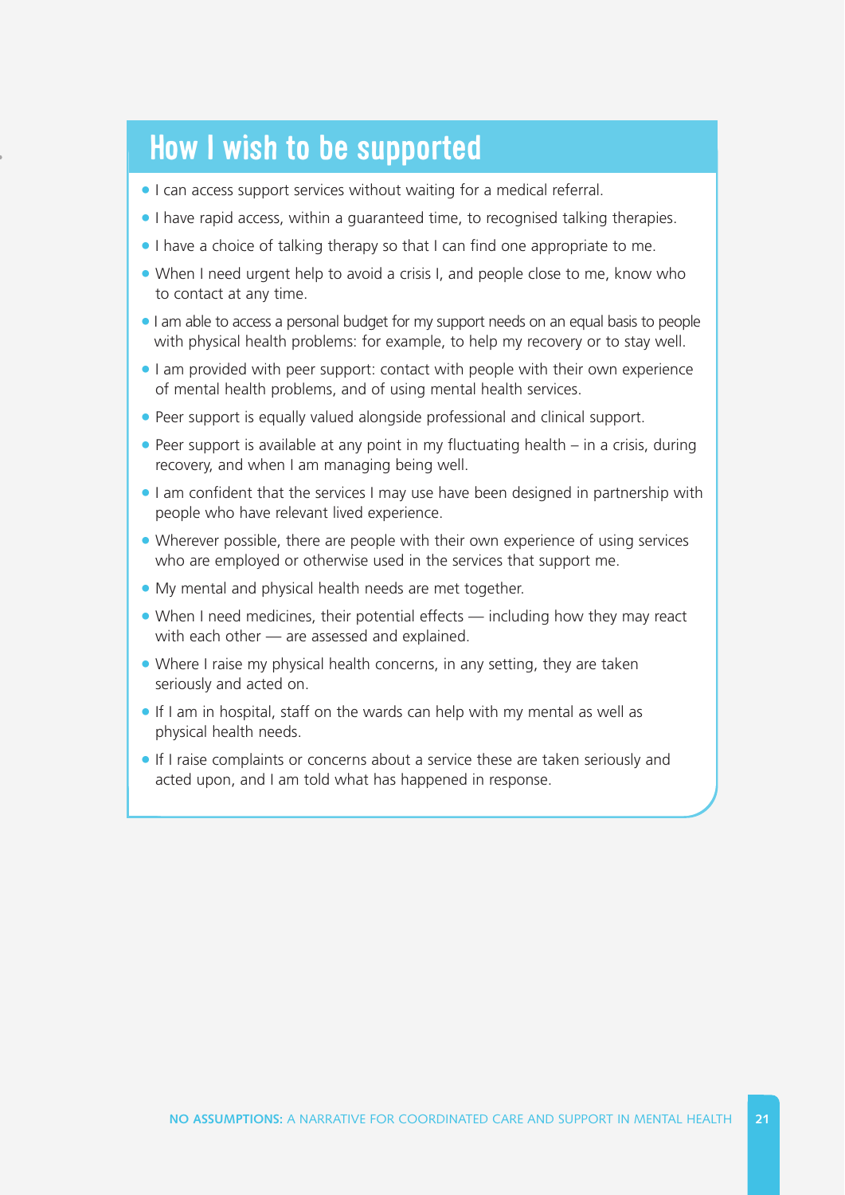## How I wish to be supported

- I can access support services without waiting for a medical referral.
- I have rapid access, within a guaranteed time, to recognised talking therapies.
- I have a choice of talking therapy so that I can find one appropriate to me.
- When I need urgent help to avoid a crisis I, and people close to me, know who to contact at any time.
- I am able to access a personal budget for my support needs on an equal basis to people with physical health problems: for example, to help my recovery or to stay well.
- I am provided with peer support: contact with people with their own experience of mental health problems, and of using mental health services.
- Peer support is equally valued alongside professional and clinical support.
- Peer support is available at any point in my fluctuating health – in a crisis, during recovery, and when I am managing being well.
- I am confident that the services I may use have been designed in partnership with people who have relevant lived experience.
- Wherever possible, there are people with their own experience of using services who are employed or otherwise used in the services that support me.
- My mental and physical health needs are met together.
- When I need medicines, their potential effects — including how they may react with each other — are assessed and explained.
- Where I raise my physical health concerns, in any setting, they are taken seriously and acted on.
- If I am in hospital, staff on the wards can help with my mental as well as physical health needs.
- If I raise complaints or concerns about a service these are taken seriously and acted upon, and I am told what has happened in response.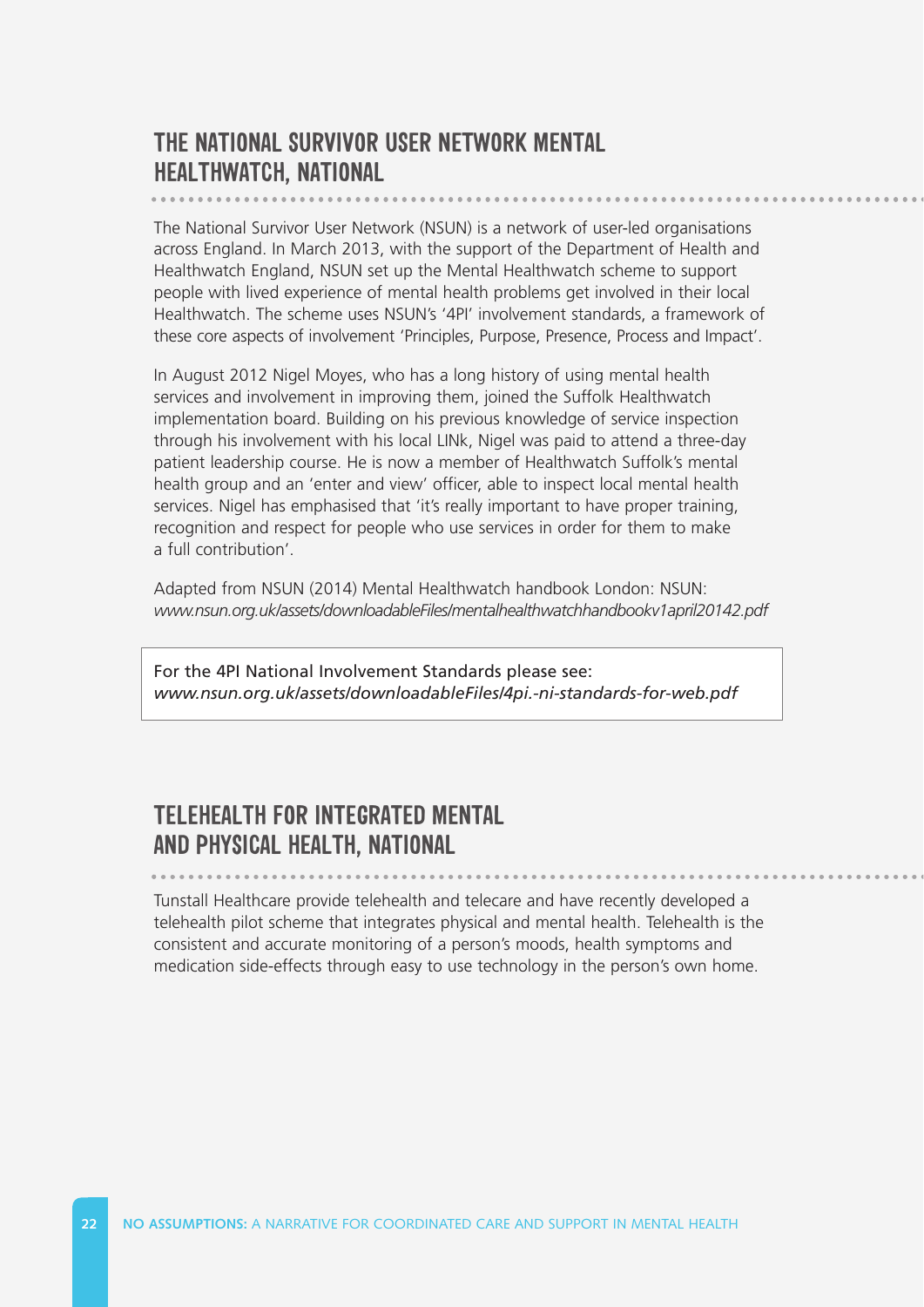## THE NATIONAL SURVIVOR USER NETWORK MENTAL HEALTHWATCH, NATIONAL

The National Survivor User Network (NSUN) is a network of user-led organisations across England. In March 2013, with the support of the Department of Health and Healthwatch England, NSUN set up the Mental Healthwatch scheme to support people with lived experience of mental health problems get involved in their local Healthwatch. The scheme uses NSUN's '4PI' involvement standards, a framework of these core aspects of involvement 'Principles, Purpose, Presence, Process and Impact'.

In August 2012 Nigel Moyes, who has a long history of using mental health services and involvement in improving them, joined the Suffolk Healthwatch implementation board. Building on his previous knowledge of service inspection through his involvement with his local LINk, Nigel was paid to attend a three-day patient leadership course. He is now a member of Healthwatch Suffolk's mental health group and an 'enter and view' officer, able to inspect local mental health services. Nigel has emphasised that 'it's really important to have proper training, recognition and respect for people who use services in order for them to make a full contribution'.

Adapted from NSUN (2014) Mental Healthwatch handbook London: NSUN: *www.nsun.org.uk/assets/downloadableFiles/mentalhealthwatchhandbookv1april20142.pdf*

For the 4PI National Involvement Standards please see: *www.nsun.org.uk/assets/downloadableFiles/4pi.-ni-standards-for-web.pdf*

## TELEHEALTH FOR INTEGRATED MENTAL AND PHYSICAL HEALTH, NATIONAL

Tunstall Healthcare provide telehealth and telecare and have recently developed a telehealth pilot scheme that integrates physical and mental health. Telehealth is the consistent and accurate monitoring of a person's moods, health symptoms and medication side-effects through easy to use technology in the person's own home.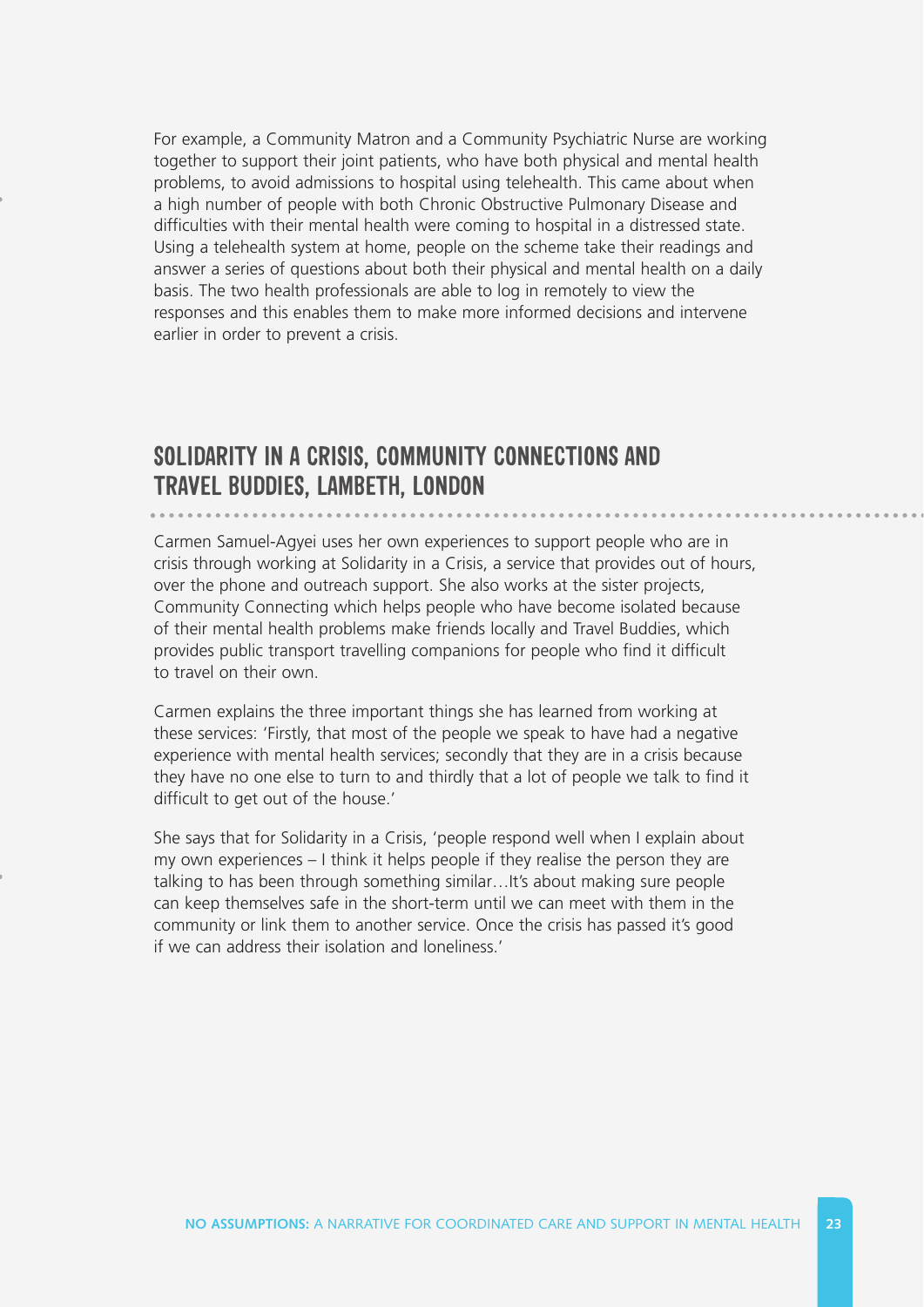For example, a Community Matron and a Community Psychiatric Nurse are working together to support their joint patients, who have both physical and mental health problems, to avoid admissions to hospital using telehealth. This came about when a high number of people with both Chronic Obstructive Pulmonary Disease and difficulties with their mental health were coming to hospital in a distressed state. Using a telehealth system at home, people on the scheme take their readings and answer a series of questions about both their physical and mental health on a daily basis. The two health professionals are able to log in remotely to view the responses and this enables them to make more informed decisions and intervene earlier in order to prevent a crisis.

## SOLIDARITY IN A CRISIS, COMMUNITY CONNECTIONS AND TRAVEL BUDDIES, LAMBETH, LONDON

Carmen Samuel-Agyei uses her own experiences to support people who are in crisis through working at Solidarity in a Crisis, a service that provides out of hours, over the phone and outreach support. She also works at the sister projects, Community Connecting which helps people who have become isolated because of their mental health problems make friends locally and Travel Buddies, which provides public transport travelling companions for people who find it difficult to travel on their own.

Carmen explains the three important things she has learned from working at these services: 'Firstly, that most of the people we speak to have had a negative experience with mental health services; secondly that they are in a crisis because they have no one else to turn to and thirdly that a lot of people we talk to find it difficult to get out of the house.'

She says that for Solidarity in a Crisis, 'people respond well when I explain about my own experiences – I think it helps people if they realise the person they are talking to has been through something similar…It's about making sure people can keep themselves safe in the short-term until we can meet with them in the community or link them to another service. Once the crisis has passed it's good if we can address their isolation and loneliness.'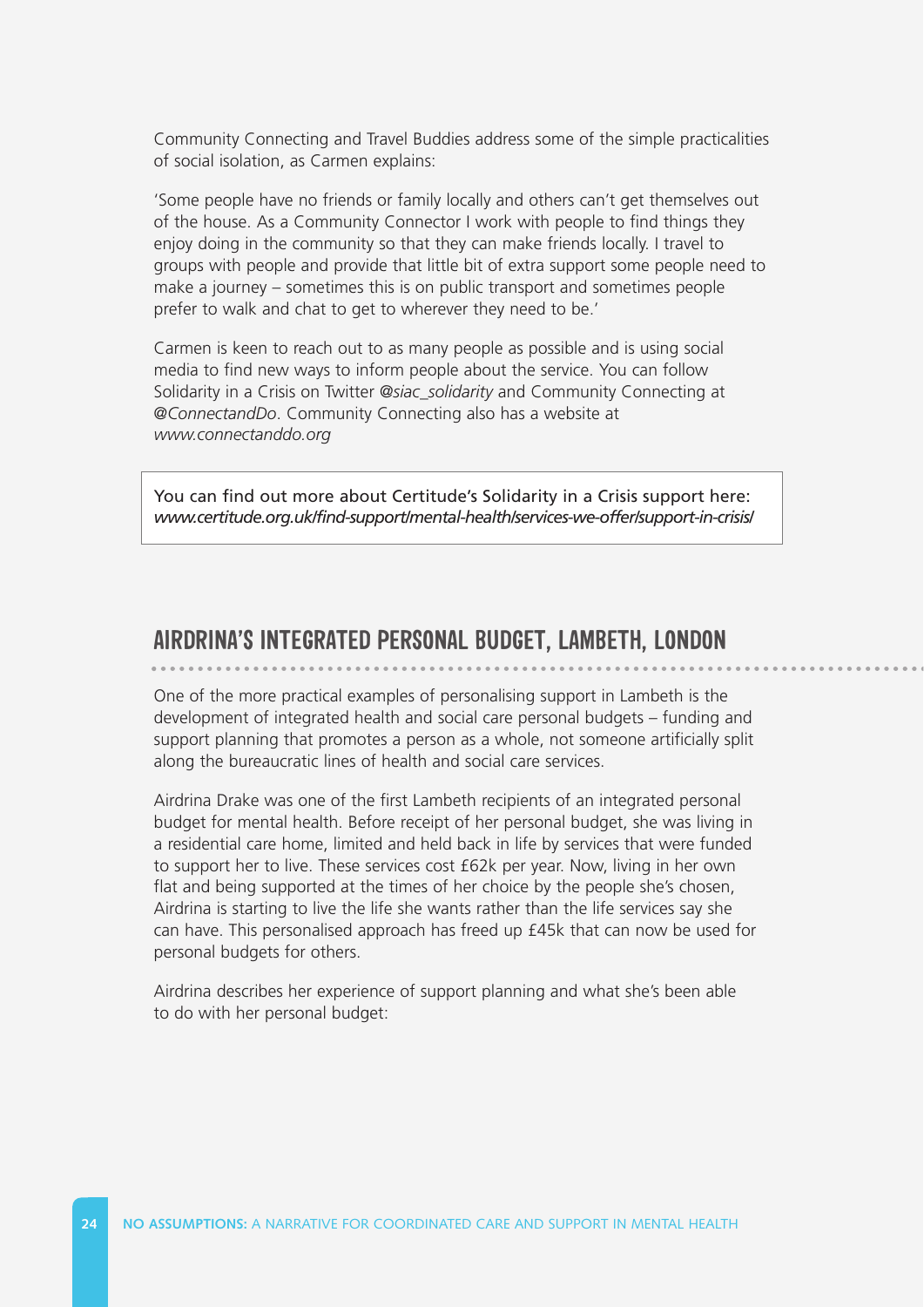Community Connecting and Travel Buddies address some of the simple practicalities of social isolation, as Carmen explains:

'Some people have no friends or family locally and others can't get themselves out of the house. As a Community Connector I work with people to find things they enjoy doing in the community so that they can make friends locally. I travel to groups with people and provide that little bit of extra support some people need to make a journey – sometimes this is on public transport and sometimes people prefer to walk and chat to get to wherever they need to be.'

Carmen is keen to reach out to as many people as possible and is using social media to find new ways to inform people about the service. You can follow Solidarity in a Crisis on Twitter *@siac_solidarity* and Community Connecting at *@ConnectandDo*. Community Connecting also has a website at *www.connectanddo.org*

> You can find out more about Certitude's Solidarity in a Crisis support here: *www.certitude.org.uk/find-support/mental-health/services-we-offer/support-in-crisis/*

## AIRDRINA'S INTEGRATED PERSONAL BUDGET, LAMBETH, LONDON

One of the more practical examples of personalising support in Lambeth is the development of integrated health and social care personal budgets – funding and support planning that promotes a person as a whole, not someone artificially split along the bureaucratic lines of health and social care services.

Airdrina Drake was one of the first Lambeth recipients of an integrated personal budget for mental health. Before receipt of her personal budget, she was living in a residential care home, limited and held back in life by services that were funded to support her to live. These services cost £62k per year. Now, living in her own flat and being supported at the times of her choice by the people she's chosen, Airdrina is starting to live the life she wants rather than the life services say she can have. This personalised approach has freed up £45k that can now be used for personal budgets for others.

Airdrina describes her experience of support planning and what she's been able to do with her personal budget: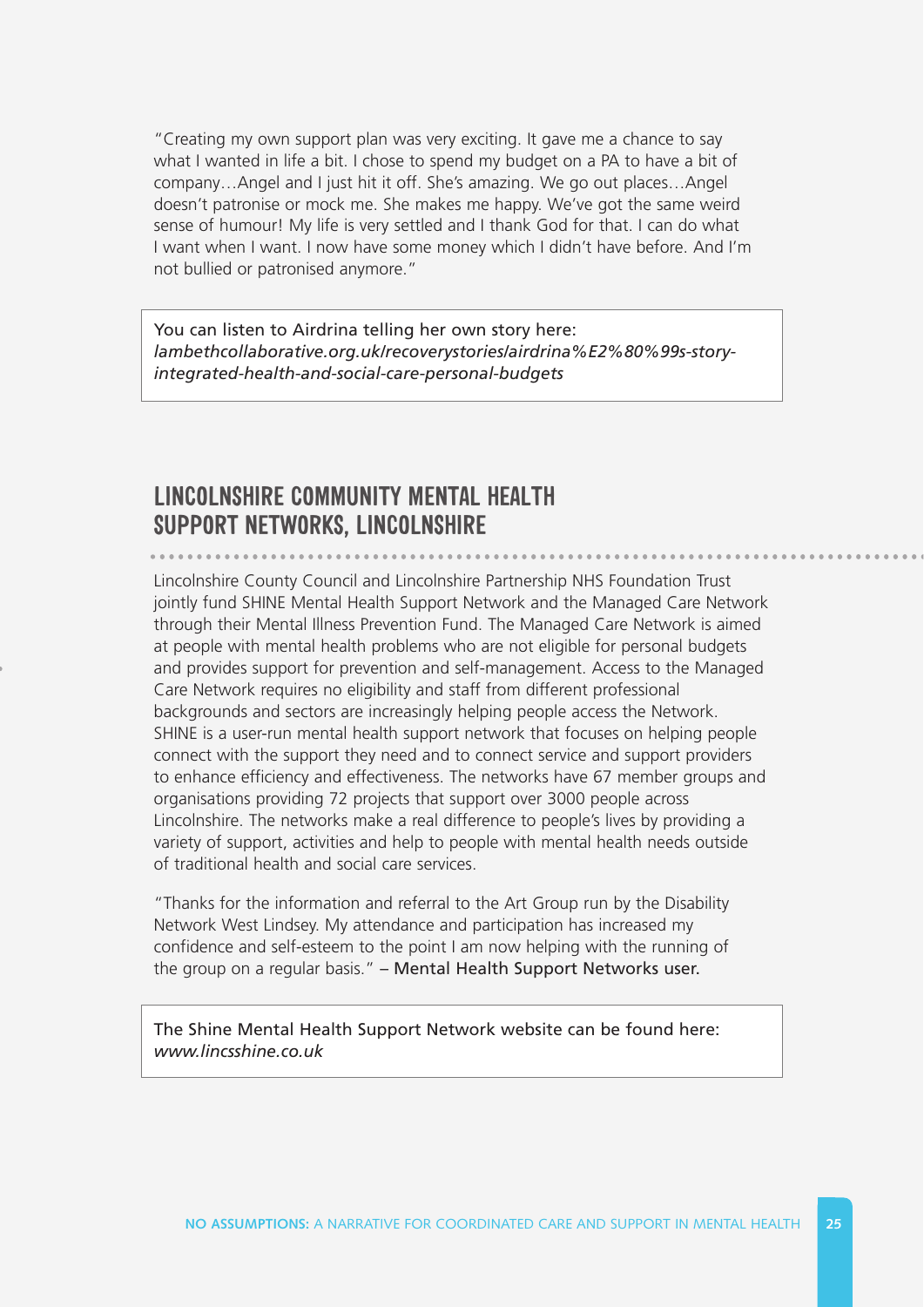"Creating my own support plan was very exciting. It gave me a chance to say what I wanted in life a bit. I chose to spend my budget on a PA to have a bit of company…Angel and I just hit it off. She's amazing. We go out places…Angel doesn't patronise or mock me. She makes me happy. We've got the same weird sense of humour! My life is very settled and I thank God for that. I can do what I want when I want. I now have some money which I didn't have before. And I'm not bullied or patronised anymore."

> You can listen to Airdrina telling her own story here:
> *lambethcollaborative.org.uk/recoverystories/airdrina%E2%80%99s-story-integrated-health-and-social-care-personal-budgets*

## LINCOLNSHIRE COMMUNITY MENTAL HEALTH SUPPORT NETWORKS, LINCOLNSHIRE

Lincolnshire County Council and Lincolnshire Partnership NHS Foundation Trust jointly fund SHINE Mental Health Support Network and the Managed Care Network through their Mental Illness Prevention Fund. The Managed Care Network is aimed at people with mental health problems who are not eligible for personal budgets and provides support for prevention and self-management. Access to the Managed Care Network requires no eligibility and staff from different professional backgrounds and sectors are increasingly helping people access the Network. SHINE is a user-run mental health support network that focuses on helping people connect with the support they need and to connect service and support providers to enhance efficiency and effectiveness. The networks have 67 member groups and organisations providing 72 projects that support over 3000 people across Lincolnshire. The networks make a real difference to people's lives by providing a variety of support, activities and help to people with mental health needs outside of traditional health and social care services.

"Thanks for the information and referral to the Art Group run by the Disability Network West Lindsey. My attendance and participation has increased my confidence and self-esteem to the point I am now helping with the running of the group on a regular basis." – Mental Health Support Networks user.

> The Shine Mental Health Support Network website can be found here:
> *www.lincsshine.co.uk*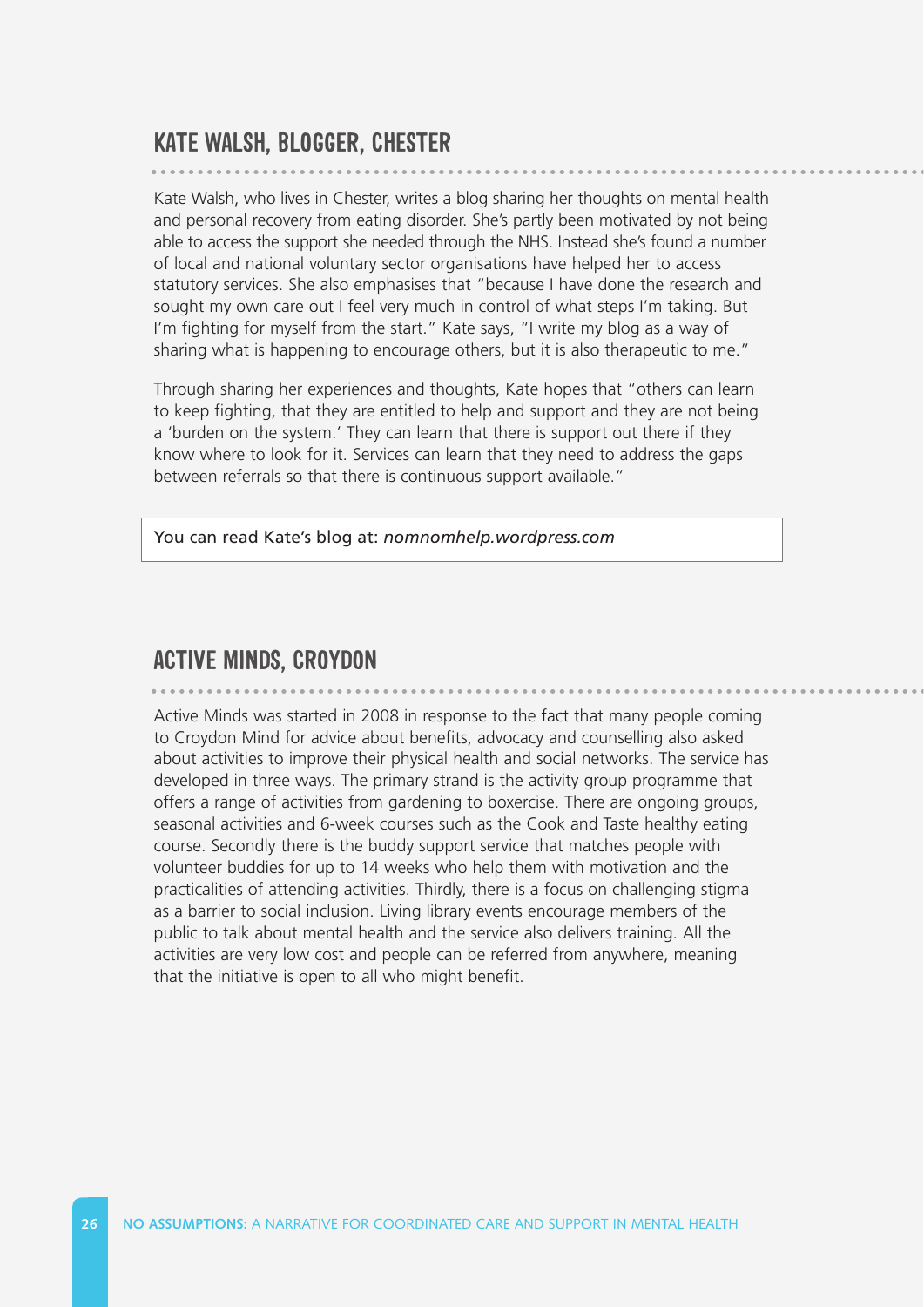## KATE WALSH, BLOGGER, CHESTER

Kate Walsh, who lives in Chester, writes a blog sharing her thoughts on mental health and personal recovery from eating disorder. She's partly been motivated by not being able to access the support she needed through the NHS. Instead she's found a number of local and national voluntary sector organisations have helped her to access statutory services. She also emphasises that "because I have done the research and sought my own care out I feel very much in control of what steps I'm taking. But I'm fighting for myself from the start." Kate says, "I write my blog as a way of sharing what is happening to encourage others, but it is also therapeutic to me."

Through sharing her experiences and thoughts, Kate hopes that "others can learn to keep fighting, that they are entitled to help and support and they are not being a 'burden on the system.' They can learn that there is support out there if they know where to look for it. Services can learn that they need to address the gaps between referrals so that there is continuous support available."

You can read Kate's blog at: *nomnomhelp.wordpress.com*

## ACTIVE MINDS, CROYDON

Active Minds was started in 2008 in response to the fact that many people coming to Croydon Mind for advice about benefits, advocacy and counselling also asked about activities to improve their physical health and social networks. The service has developed in three ways. The primary strand is the activity group programme that offers a range of activities from gardening to boxercise. There are ongoing groups, seasonal activities and 6-week courses such as the Cook and Taste healthy eating course. Secondly there is the buddy support service that matches people with volunteer buddies for up to 14 weeks who help them with motivation and the practicalities of attending activities. Thirdly, there is a focus on challenging stigma as a barrier to social inclusion. Living library events encourage members of the public to talk about mental health and the service also delivers training. All the activities are very low cost and people can be referred from anywhere, meaning that the initiative is open to all who might benefit.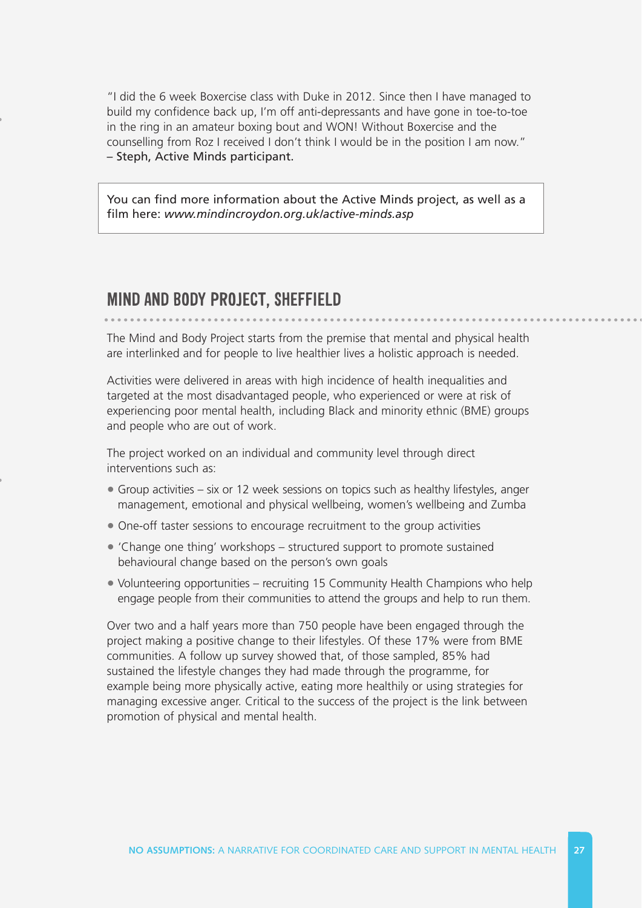"I did the 6 week Boxercise class with Duke in 2012. Since then I have managed to build my confidence back up, I'm off anti-depressants and have gone in toe-to-toe in the ring in an amateur boxing bout and WON! Without Boxercise and the counselling from Roz I received I don't think I would be in the position I am now." – Steph, Active Minds participant.

> You can find more information about the Active Minds project, as well as a film here: *www.mindincroydon.org.uk/active-minds.asp*

## MIND AND BODY PROJECT, SHEFFIELD

The Mind and Body Project starts from the premise that mental and physical health are interlinked and for people to live healthier lives a holistic approach is needed.

Activities were delivered in areas with high incidence of health inequalities and targeted at the most disadvantaged people, who experienced or were at risk of experiencing poor mental health, including Black and minority ethnic (BME) groups and people who are out of work.

The project worked on an individual and community level through direct interventions such as:

- Group activities – six or 12 week sessions on topics such as healthy lifestyles, anger management, emotional and physical wellbeing, women's wellbeing and Zumba
- One-off taster sessions to encourage recruitment to the group activities
- 'Change one thing' workshops – structured support to promote sustained behavioural change based on the person's own goals
- Volunteering opportunities – recruiting 15 Community Health Champions who help engage people from their communities to attend the groups and help to run them.

Over two and a half years more than 750 people have been engaged through the project making a positive change to their lifestyles. Of these 17% were from BME communities. A follow up survey showed that, of those sampled, 85% had sustained the lifestyle changes they had made through the programme, for example being more physically active, eating more healthily or using strategies for managing excessive anger. Critical to the success of the project is the link between promotion of physical and mental health.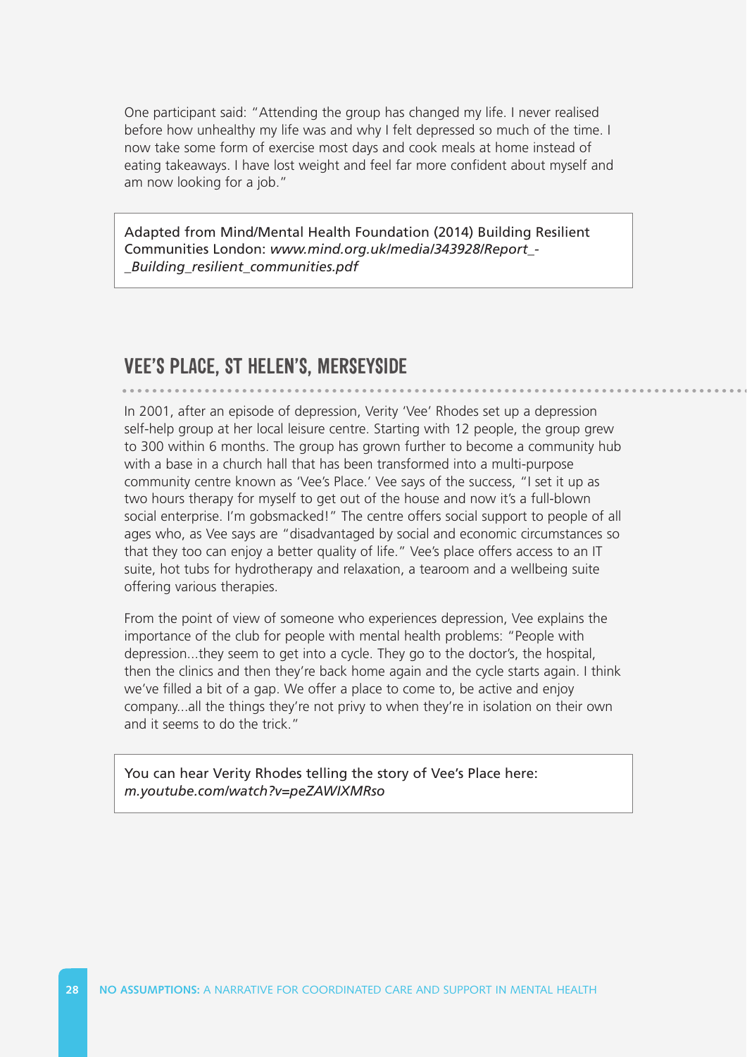One participant said: "Attending the group has changed my life. I never realised before how unhealthy my life was and why I felt depressed so much of the time. I now take some form of exercise most days and cook meals at home instead of eating takeaways. I have lost weight and feel far more confident about myself and am now looking for a job."

> Adapted from Mind/Mental Health Foundation (2014) Building Resilient Communities London: *www.mind.org.uk/media/343928/Report_-_Building_resilient_communities.pdf*

## VEE'S PLACE, ST HELEN'S, MERSEYSIDE

In 2001, after an episode of depression, Verity 'Vee' Rhodes set up a depression self-help group at her local leisure centre. Starting with 12 people, the group grew to 300 within 6 months. The group has grown further to become a community hub with a base in a church hall that has been transformed into a multi-purpose community centre known as 'Vee's Place.' Vee says of the success, "I set it up as two hours therapy for myself to get out of the house and now it's a full-blown social enterprise. I'm gobsmacked!" The centre offers social support to people of all ages who, as Vee says are "disadvantaged by social and economic circumstances so that they too can enjoy a better quality of life." Vee's place offers access to an IT suite, hot tubs for hydrotherapy and relaxation, a tearoom and a wellbeing suite offering various therapies.

From the point of view of someone who experiences depression, Vee explains the importance of the club for people with mental health problems: "People with depression...they seem to get into a cycle. They go to the doctor's, the hospital, then the clinics and then they're back home again and the cycle starts again. I think we've filled a bit of a gap. We offer a place to come to, be active and enjoy company...all the things they're not privy to when they're in isolation on their own and it seems to do the trick."

> You can hear Verity Rhodes telling the story of Vee's Place here: *m.youtube.com/watch?v=peZAWIXMRso*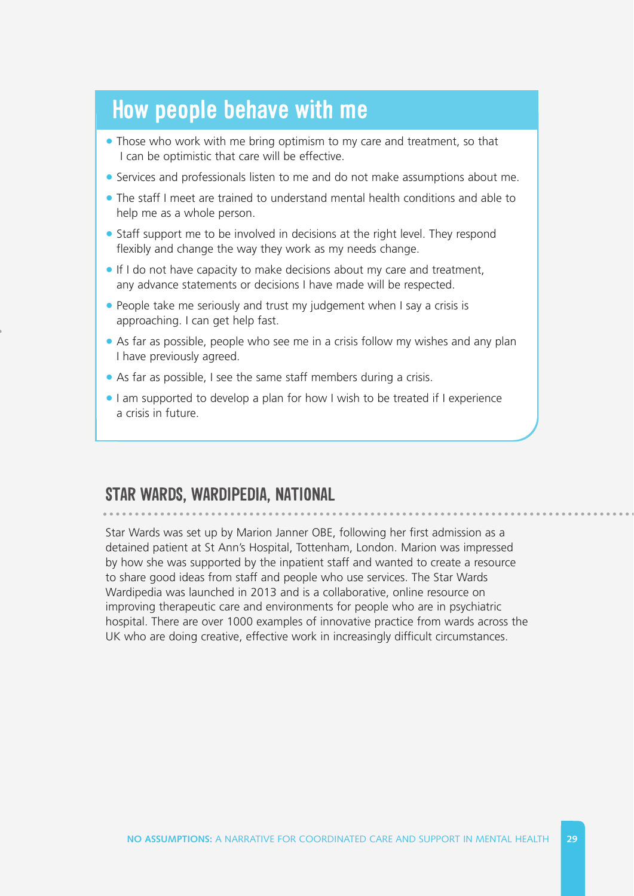## How people behave with me

- Those who work with me bring optimism to my care and treatment, so that I can be optimistic that care will be effective.
- Services and professionals listen to me and do not make assumptions about me.
- The staff I meet are trained to understand mental health conditions and able to help me as a whole person.
- Staff support me to be involved in decisions at the right level. They respond flexibly and change the way they work as my needs change.
- If I do not have capacity to make decisions about my care and treatment, any advance statements or decisions I have made will be respected.
- People take me seriously and trust my judgement when I say a crisis is approaching. I can get help fast.
- As far as possible, people who see me in a crisis follow my wishes and any plan I have previously agreed.
- As far as possible, I see the same staff members during a crisis.
- I am supported to develop a plan for how I wish to be treated if I experience a crisis in future.

## STAR WARDS, WARDIPEDIA, NATIONAL

Star Wards was set up by Marion Janner OBE, following her first admission as a detained patient at St Ann's Hospital, Tottenham, London. Marion was impressed by how she was supported by the inpatient staff and wanted to create a resource to share good ideas from staff and people who use services. The Star Wards Wardipedia was launched in 2013 and is a collaborative, online resource on improving therapeutic care and environments for people who are in psychiatric hospital. There are over 1000 examples of innovative practice from wards across the UK who are doing creative, effective work in increasingly difficult circumstances.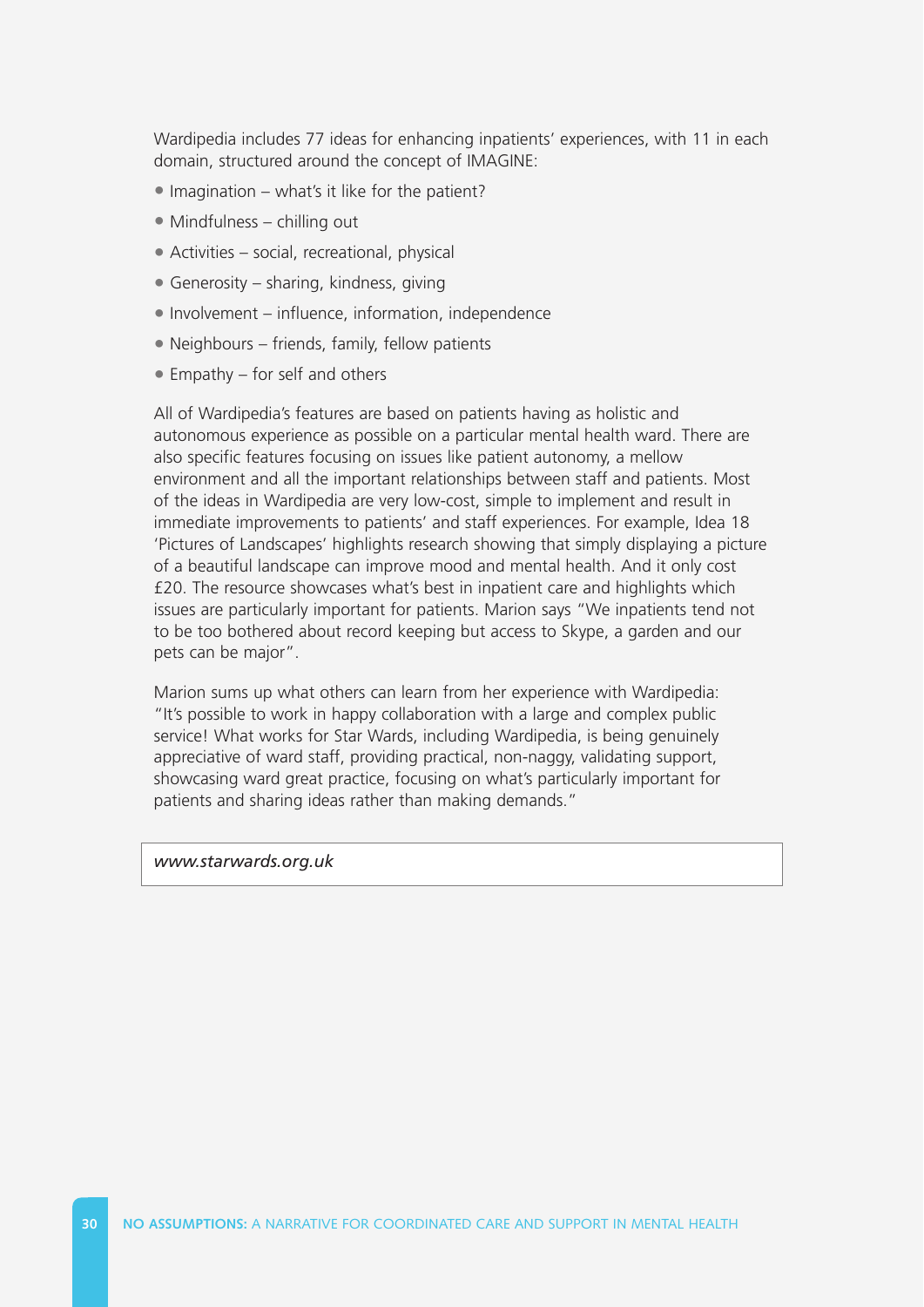Wardipedia includes 77 ideas for enhancing inpatients' experiences, with 11 in each domain, structured around the concept of IMAGINE:

- Imagination – what's it like for the patient?
- Mindfulness – chilling out
- Activities – social, recreational, physical
- Generosity – sharing, kindness, giving
- Involvement – influence, information, independence
- Neighbours – friends, family, fellow patients
- Empathy – for self and others

All of Wardipedia's features are based on patients having as holistic and autonomous experience as possible on a particular mental health ward. There are also specific features focusing on issues like patient autonomy, a mellow environment and all the important relationships between staff and patients. Most of the ideas in Wardipedia are very low-cost, simple to implement and result in immediate improvements to patients' and staff experiences. For example, Idea 18 'Pictures of Landscapes' highlights research showing that simply displaying a picture of a beautiful landscape can improve mood and mental health. And it only cost £20. The resource showcases what's best in inpatient care and highlights which issues are particularly important for patients. Marion says "We inpatients tend not to be too bothered about record keeping but access to Skype, a garden and our pets can be major".

Marion sums up what others can learn from her experience with Wardipedia: "It's possible to work in happy collaboration with a large and complex public service! What works for Star Wards, including Wardipedia, is being genuinely appreciative of ward staff, providing practical, non-naggy, validating support, showcasing ward great practice, focusing on what's particularly important for patients and sharing ideas rather than making demands."

*www.starwards.org.uk*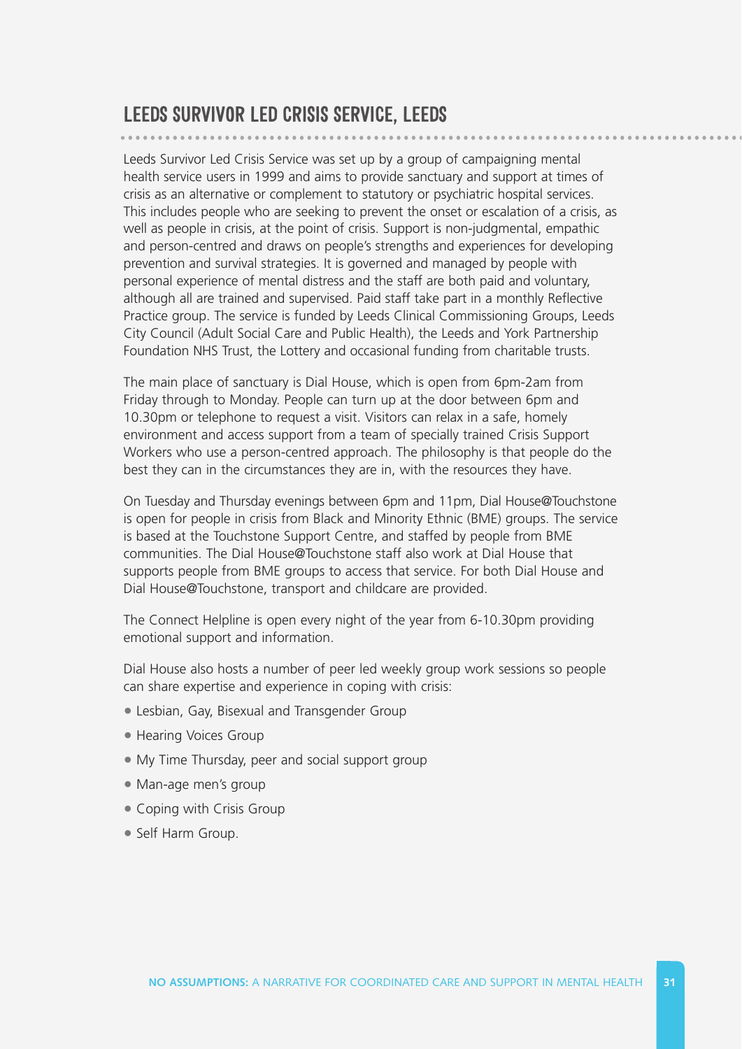## LEEDS SURVIVOR LED CRISIS SERVICE, LEEDS

Leeds Survivor Led Crisis Service was set up by a group of campaigning mental health service users in 1999 and aims to provide sanctuary and support at times of crisis as an alternative or complement to statutory or psychiatric hospital services. This includes people who are seeking to prevent the onset or escalation of a crisis, as well as people in crisis, at the point of crisis. Support is non-judgmental, empathic and person-centred and draws on people's strengths and experiences for developing prevention and survival strategies. It is governed and managed by people with personal experience of mental distress and the staff are both paid and voluntary, although all are trained and supervised. Paid staff take part in a monthly Reflective Practice group. The service is funded by Leeds Clinical Commissioning Groups, Leeds City Council (Adult Social Care and Public Health), the Leeds and York Partnership Foundation NHS Trust, the Lottery and occasional funding from charitable trusts.

The main place of sanctuary is Dial House, which is open from 6pm-2am from Friday through to Monday. People can turn up at the door between 6pm and 10.30pm or telephone to request a visit. Visitors can relax in a safe, homely environment and access support from a team of specially trained Crisis Support Workers who use a person-centred approach. The philosophy is that people do the best they can in the circumstances they are in, with the resources they have.

On Tuesday and Thursday evenings between 6pm and 11pm, Dial House@Touchstone is open for people in crisis from Black and Minority Ethnic (BME) groups. The service is based at the Touchstone Support Centre, and staffed by people from BME communities. The Dial House@Touchstone staff also work at Dial House that supports people from BME groups to access that service. For both Dial House and Dial House@Touchstone, transport and childcare are provided.

The Connect Helpline is open every night of the year from 6-10.30pm providing emotional support and information.

Dial House also hosts a number of peer led weekly group work sessions so people can share expertise and experience in coping with crisis:

- Lesbian, Gay, Bisexual and Transgender Group
- Hearing Voices Group
- My Time Thursday, peer and social support group
- Man-age men's group
- Coping with Crisis Group
- Self Harm Group.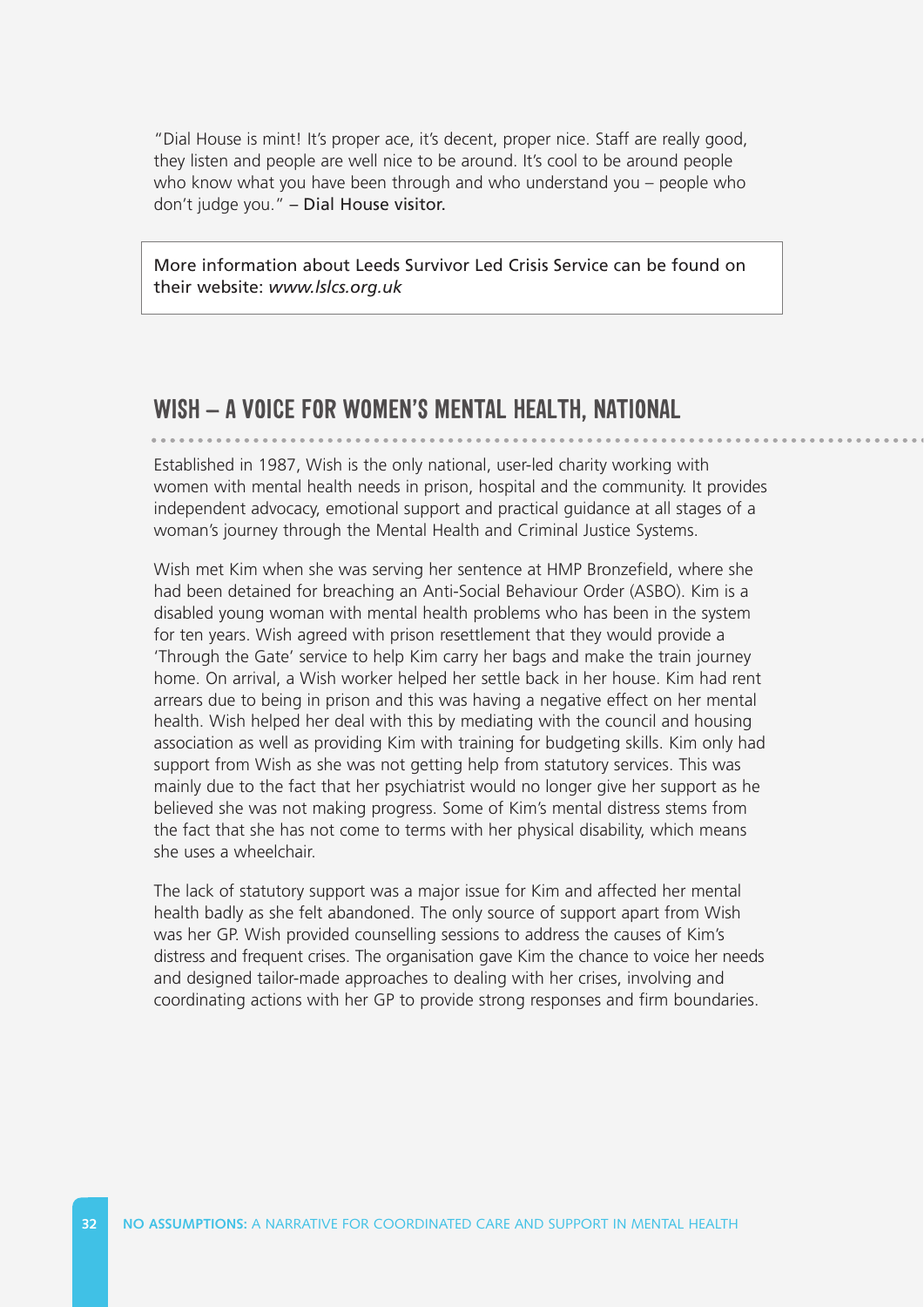"Dial House is mint! It's proper ace, it's decent, proper nice. Staff are really good, they listen and people are well nice to be around. It's cool to be around people who know what you have been through and who understand you – people who don't judge you." – Dial House visitor.

More information about Leeds Survivor Led Crisis Service can be found on their website: *www.lslcs.org.uk*

## WISH – A VOICE FOR WOMEN'S MENTAL HEALTH, NATIONAL

Established in 1987, Wish is the only national, user-led charity working with women with mental health needs in prison, hospital and the community. It provides independent advocacy, emotional support and practical guidance at all stages of a woman's journey through the Mental Health and Criminal Justice Systems.

Wish met Kim when she was serving her sentence at HMP Bronzefield, where she had been detained for breaching an Anti-Social Behaviour Order (ASBO). Kim is a disabled young woman with mental health problems who has been in the system for ten years. Wish agreed with prison resettlement that they would provide a 'Through the Gate' service to help Kim carry her bags and make the train journey home. On arrival, a Wish worker helped her settle back in her house. Kim had rent arrears due to being in prison and this was having a negative effect on her mental health. Wish helped her deal with this by mediating with the council and housing association as well as providing Kim with training for budgeting skills. Kim only had support from Wish as she was not getting help from statutory services. This was mainly due to the fact that her psychiatrist would no longer give her support as he believed she was not making progress. Some of Kim's mental distress stems from the fact that she has not come to terms with her physical disability, which means she uses a wheelchair.

The lack of statutory support was a major issue for Kim and affected her mental health badly as she felt abandoned. The only source of support apart from Wish was her GP. Wish provided counselling sessions to address the causes of Kim's distress and frequent crises. The organisation gave Kim the chance to voice her needs and designed tailor-made approaches to dealing with her crises, involving and coordinating actions with her GP to provide strong responses and firm boundaries.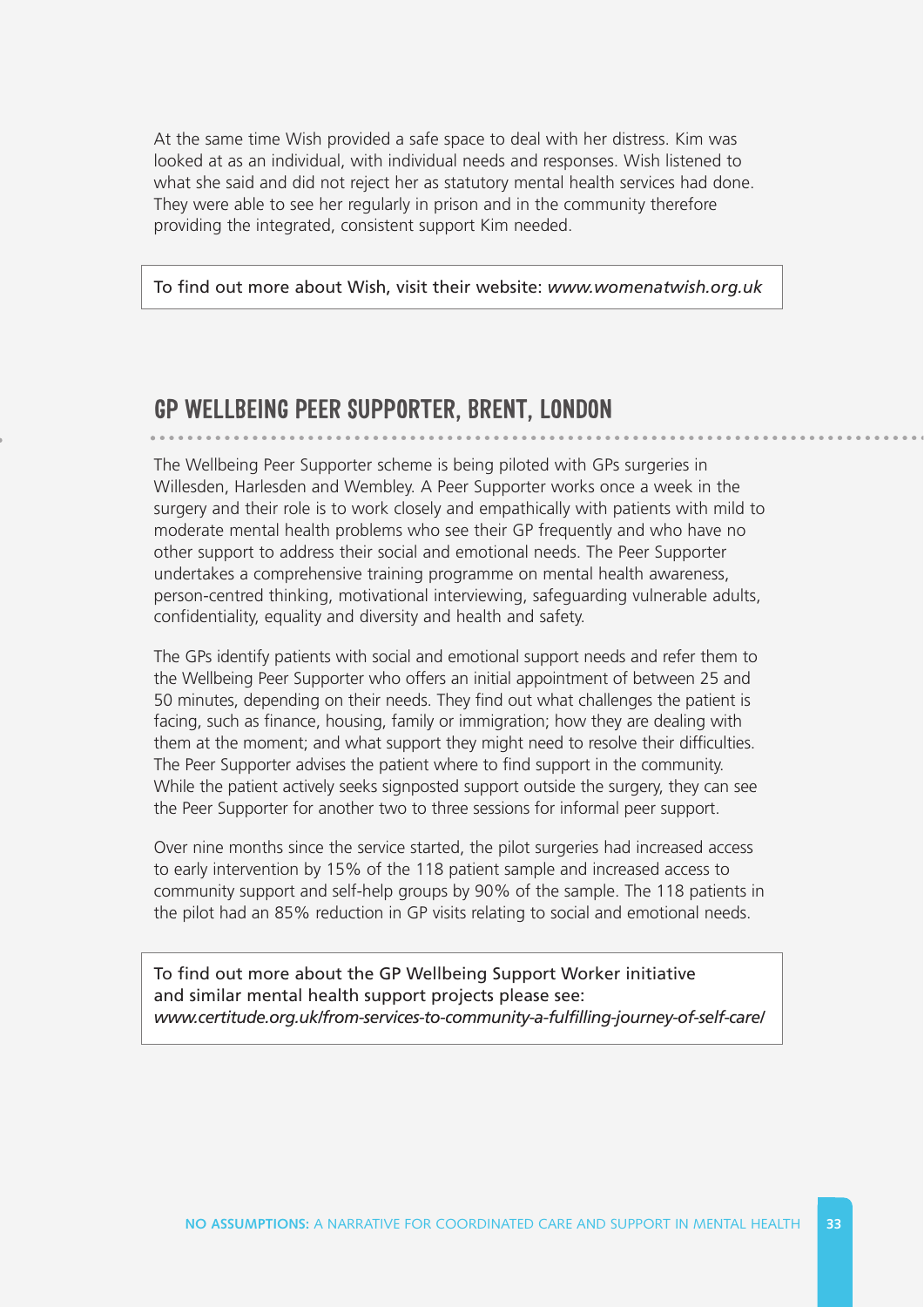At the same time Wish provided a safe space to deal with her distress. Kim was looked at as an individual, with individual needs and responses. Wish listened to what she said and did not reject her as statutory mental health services had done. They were able to see her regularly in prison and in the community therefore providing the integrated, consistent support Kim needed.

> To find out more about Wish, visit their website: *www.womenatwish.org.uk*

## GP WELLBEING PEER SUPPORTER, BRENT, LONDON

The Wellbeing Peer Supporter scheme is being piloted with GPs surgeries in Willesden, Harlesden and Wembley. A Peer Supporter works once a week in the surgery and their role is to work closely and empathically with patients with mild to moderate mental health problems who see their GP frequently and who have no other support to address their social and emotional needs. The Peer Supporter undertakes a comprehensive training programme on mental health awareness, person-centred thinking, motivational interviewing, safeguarding vulnerable adults, confidentiality, equality and diversity and health and safety.

The GPs identify patients with social and emotional support needs and refer them to the Wellbeing Peer Supporter who offers an initial appointment of between 25 and 50 minutes, depending on their needs. They find out what challenges the patient is facing, such as finance, housing, family or immigration; how they are dealing with them at the moment; and what support they might need to resolve their difficulties. The Peer Supporter advises the patient where to find support in the community. While the patient actively seeks signposted support outside the surgery, they can see the Peer Supporter for another two to three sessions for informal peer support.

Over nine months since the service started, the pilot surgeries had increased access to early intervention by 15% of the 118 patient sample and increased access to community support and self-help groups by 90% of the sample. The 118 patients in the pilot had an 85% reduction in GP visits relating to social and emotional needs.

> To find out more about the GP Wellbeing Support Worker initiative and similar mental health support projects please see: *www.certitude.org.uk/from-services-to-community-a-fulfilling-journey-of-self-care/*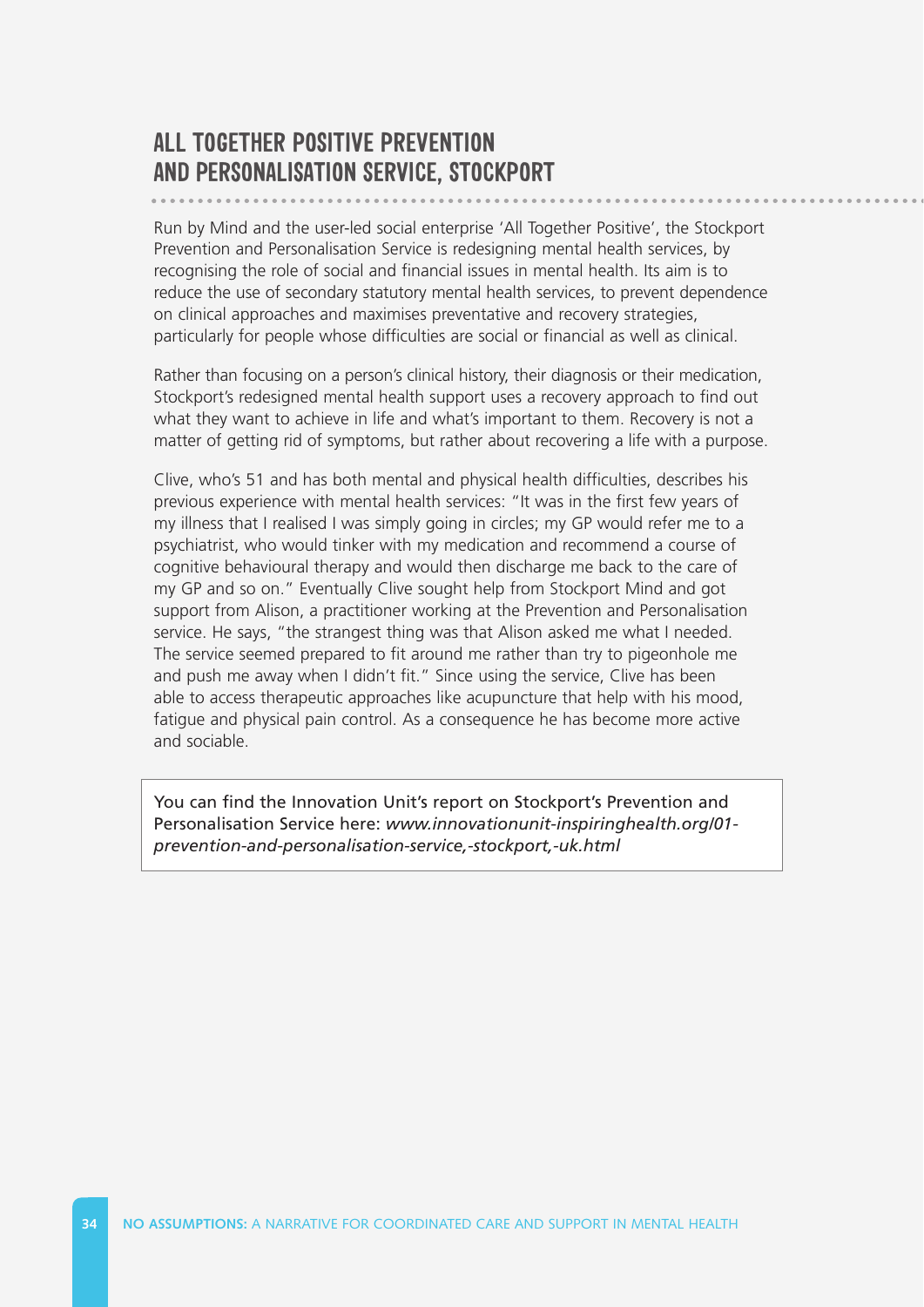## ALL TOGETHER POSITIVE PREVENTION AND PERSONALISATION SERVICE, STOCKPORT

Run by Mind and the user-led social enterprise 'All Together Positive', the Stockport Prevention and Personalisation Service is redesigning mental health services, by recognising the role of social and financial issues in mental health. Its aim is to reduce the use of secondary statutory mental health services, to prevent dependence on clinical approaches and maximises preventative and recovery strategies, particularly for people whose difficulties are social or financial as well as clinical.

Rather than focusing on a person's clinical history, their diagnosis or their medication, Stockport's redesigned mental health support uses a recovery approach to find out what they want to achieve in life and what's important to them. Recovery is not a matter of getting rid of symptoms, but rather about recovering a life with a purpose.

Clive, who's 51 and has both mental and physical health difficulties, describes his previous experience with mental health services: "It was in the first few years of my illness that I realised I was simply going in circles; my GP would refer me to a psychiatrist, who would tinker with my medication and recommend a course of cognitive behavioural therapy and would then discharge me back to the care of my GP and so on." Eventually Clive sought help from Stockport Mind and got support from Alison, a practitioner working at the Prevention and Personalisation service. He says, "the strangest thing was that Alison asked me what I needed. The service seemed prepared to fit around me rather than try to pigeonhole me and push me away when I didn't fit." Since using the service, Clive has been able to access therapeutic approaches like acupuncture that help with his mood, fatigue and physical pain control. As a consequence he has become more active and sociable.

You can find the Innovation Unit's report on Stockport's Prevention and Personalisation Service here: *www.innovationunit-inspiringhealth.org/01-prevention-and-personalisation-service,-stockport,-uk.html*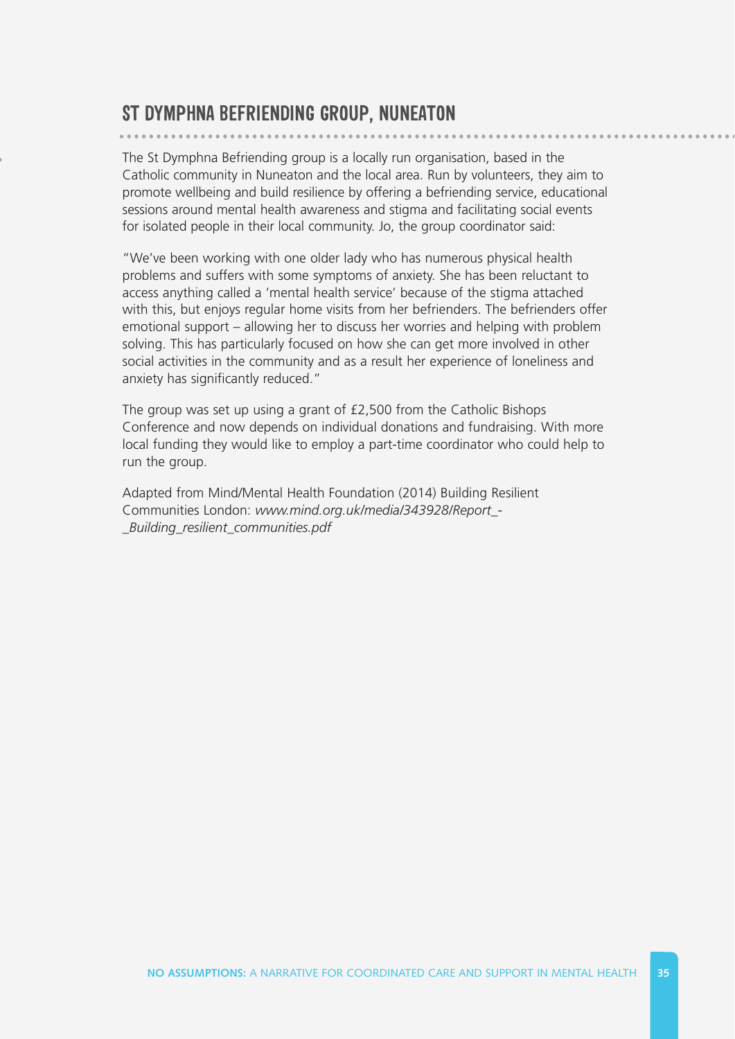## ST DYMPHNA BEFRIENDING GROUP, NUNEATON

The St Dymphna Befriending group is a locally run organisation, based in the Catholic community in Nuneaton and the local area. Run by volunteers, they aim to promote wellbeing and build resilience by offering a befriending service, educational sessions around mental health awareness and stigma and facilitating social events for isolated people in their local community. Jo, the group coordinator said:

"We've been working with one older lady who has numerous physical health problems and suffers with some symptoms of anxiety. She has been reluctant to access anything called a 'mental health service' because of the stigma attached with this, but enjoys regular home visits from her befrienders. The befrienders offer emotional support – allowing her to discuss her worries and helping with problem solving. This has particularly focused on how she can get more involved in other social activities in the community and as a result her experience of loneliness and anxiety has significantly reduced."

The group was set up using a grant of £2,500 from the Catholic Bishops Conference and now depends on individual donations and fundraising. With more local funding they would like to employ a part-time coordinator who could help to run the group.

Adapted from Mind/Mental Health Foundation (2014) Building Resilient Communities London: *www.mind.org.uk/media/343928/Report_-_Building_resilient_communities.pdf*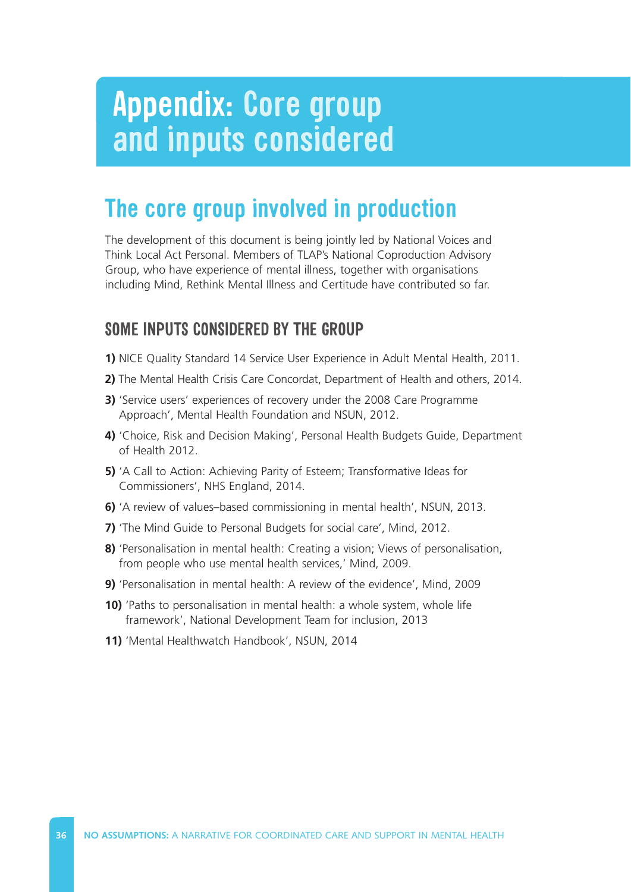# Appendix: Core group and inputs considered

## The core group involved in production

The development of this document is being jointly led by National Voices and Think Local Act Personal. Members of TLAP's National Coproduction Advisory Group, who have experience of mental illness, together with organisations including Mind, Rethink Mental Illness and Certitude have contributed so far.

### SOME INPUTS CONSIDERED BY THE GROUP

**1)** NICE Quality Standard 14 Service User Experience in Adult Mental Health, 2011.

**2)** The Mental Health Crisis Care Concordat, Department of Health and others, 2014.

**3)** 'Service users' experiences of recovery under the 2008 Care Programme Approach', Mental Health Foundation and NSUN, 2012.

**4)** 'Choice, Risk and Decision Making', Personal Health Budgets Guide, Department of Health 2012.

**5)** 'A Call to Action: Achieving Parity of Esteem; Transformative Ideas for Commissioners', NHS England, 2014.

**6)** 'A review of values–based commissioning in mental health', NSUN, 2013.

**7)** 'The Mind Guide to Personal Budgets for social care', Mind, 2012.

**8)** 'Personalisation in mental health: Creating a vision; Views of personalisation, from people who use mental health services,' Mind, 2009.

**9)** 'Personalisation in mental health: A review of the evidence', Mind, 2009

**10)** 'Paths to personalisation in mental health: a whole system, whole life framework', National Development Team for inclusion, 2013

**11)** 'Mental Healthwatch Handbook', NSUN, 2014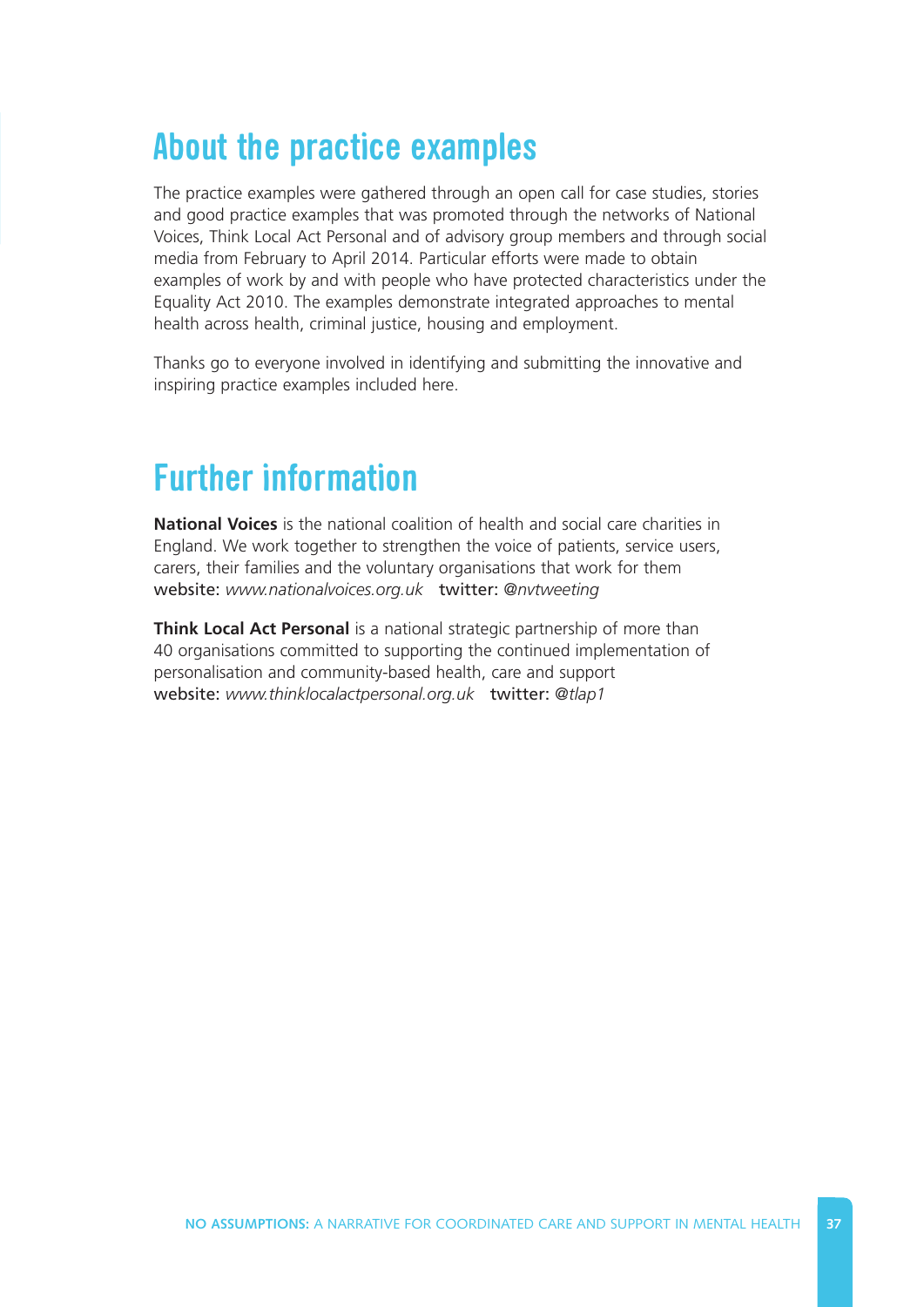## About the practice examples

The practice examples were gathered through an open call for case studies, stories and good practice examples that was promoted through the networks of National Voices, Think Local Act Personal and of advisory group members and through social media from February to April 2014. Particular efforts were made to obtain examples of work by and with people who have protected characteristics under the Equality Act 2010. The examples demonstrate integrated approaches to mental health across health, criminal justice, housing and employment.

Thanks go to everyone involved in identifying and submitting the innovative and inspiring practice examples included here.

## Further information

**National Voices** is the national coalition of health and social care charities in England. We work together to strengthen the voice of patients, service users, carers, their families and the voluntary organisations that work for them
website: *www.nationalvoices.org.uk* twitter: *@nvtweeting*

**Think Local Act Personal** is a national strategic partnership of more than 40 organisations committed to supporting the continued implementation of personalisation and community-based health, care and support
website: *www.thinklocalactpersonal.org.uk* twitter: *@tlap1*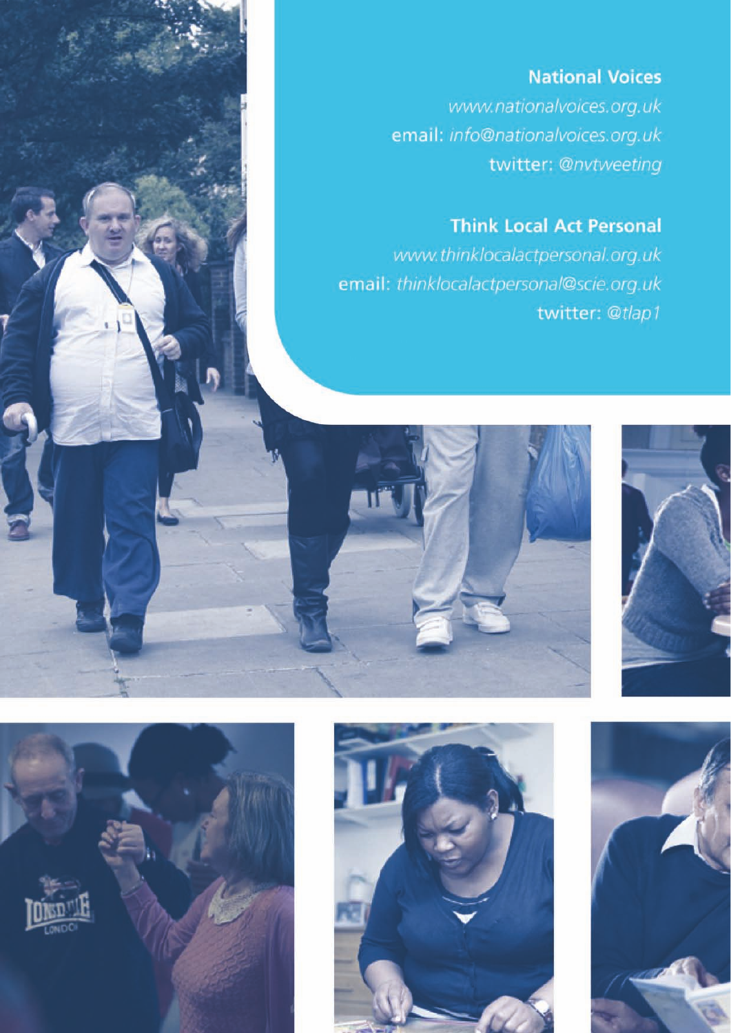**National Voices**

*www.nationalvoices.org.uk*

email: *info@nationalvoices.org.uk*

twitter: *@nvtweeting*

**Think Local Act Personal**

*www.thinklocalactpersonal.org.uk*

email: *thinklocalactpersonal@scie.org.uk*

twitter: *@tlap1*